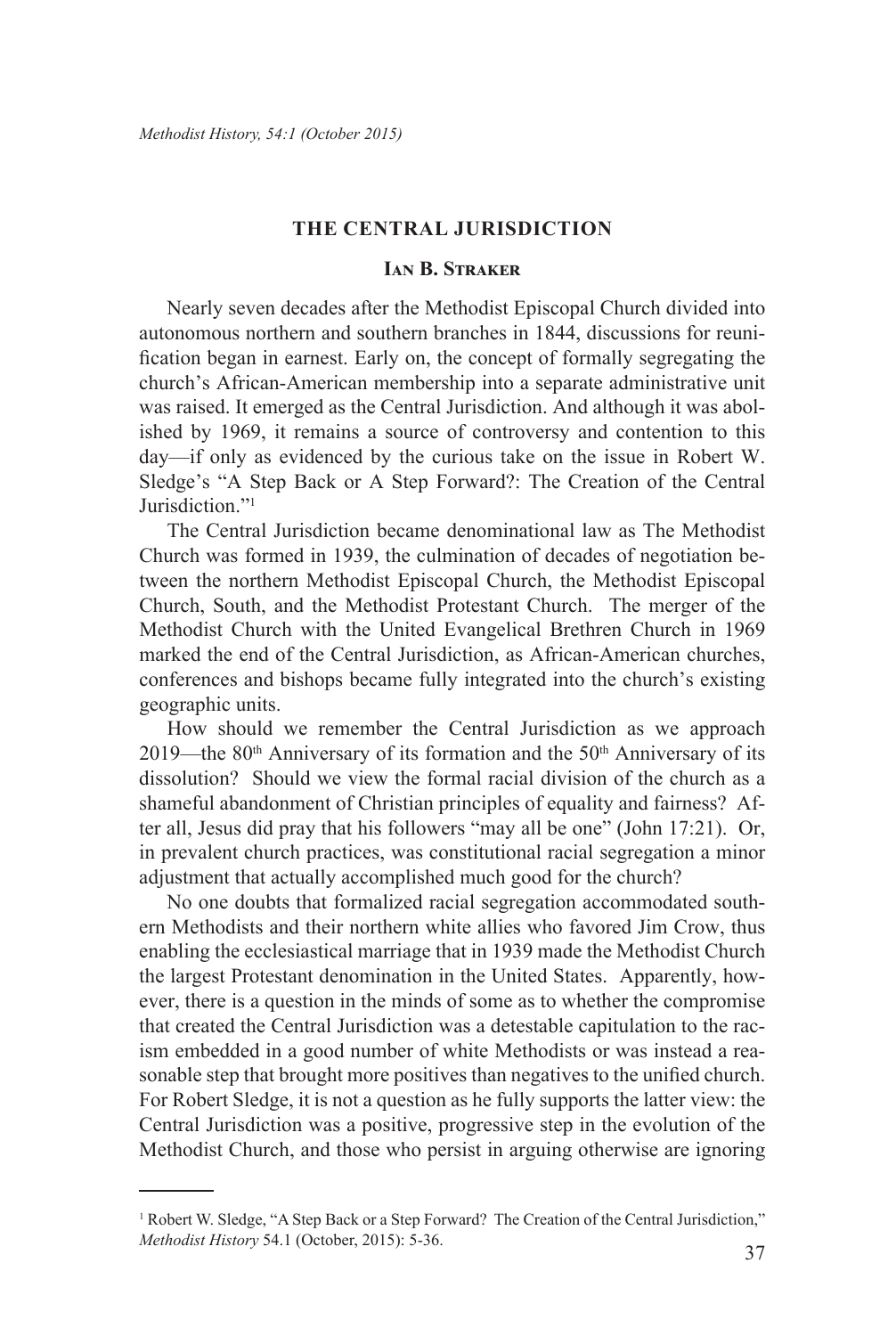## THE CENTRAL JURISDICTION

### Ian B. Straker

Nearly seven decades after the Methodist Episcopal Church divided into autonomous northern and southern branches in 1844, discussions for reunification began in earnest. Early on, the concept of formally segregating the church's African-American membership into a separate administrative unit was raised. It emerged as the Central Jurisdiction. And although it was abolished by 1969, it remains a source of controversy and contention to this day—if only as evidenced by the curious take on the issue in Robert W. Sledge's "A Step Back or A Step Forward?: The Creation of the Central Jurisdiction."[1]

The Central Jurisdiction became denominational law as The Methodist Church was formed in 1939, the culmination of decades of negotiation between the northern Methodist Episcopal Church, the Methodist Episcopal Church, South, and the Methodist Protestant Church. The merger of the Methodist Church with the United Evangelical Brethren Church in 1969 marked the end of the Central Jurisdiction, as African-American churches, conferences and bishops became fully integrated into the church's existing geographic units.

How should we remember the Central Jurisdiction as we approach 2019—the 80th Anniversary of its formation and the 50th Anniversary of its dissolution? Should we view the formal racial division of the church as a shameful abandonment of Christian principles of equality and fairness? After all, Jesus did pray that his followers "may all be one" (John 17:21). Or, in prevalent church practices, was constitutional racial segregation a minor adjustment that actually accomplished much good for the church?

No one doubts that formalized racial segregation accommodated southern Methodists and their northern white allies who favored Jim Crow, thus enabling the ecclesiastical marriage that in 1939 made the Methodist Church the largest Protestant denomination in the United States. Apparently, however, there is a question in the minds of some as to whether the compromise that created the Central Jurisdiction was a detestable capitulation to the racism embedded in a good number of white Methodists or was instead a reasonable step that brought more positives than negatives to the unified church. For Robert Sledge, it is not a question as he fully supports the latter view: the Central Jurisdiction was a positive, progressive step in the evolution of the Methodist Church, and those who persist in arguing otherwise are ignoring

---

[1] Robert W. Sledge, "A Step Back or a Step Forward? The Creation of the Central Jurisdiction," *Methodist History* 54.1 (October, 2015): 5-36.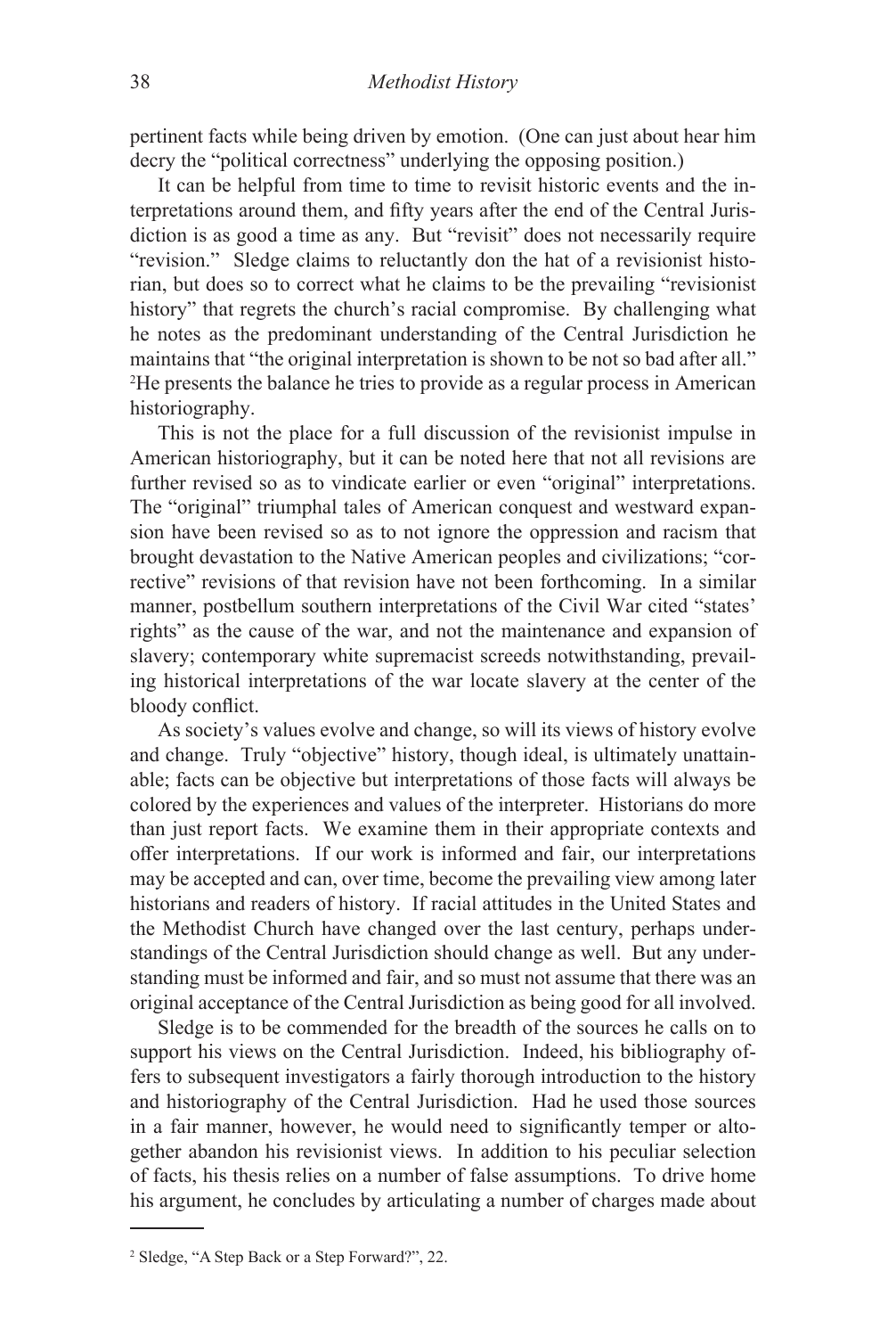pertinent facts while being driven by emotion. (One can just about hear him decry the "political correctness" underlying the opposing position.)

It can be helpful from time to time to revisit historic events and the interpretations around them, and fifty years after the end of the Central Jurisdiction is as good a time as any. But "revisit" does not necessarily require "revision." Sledge claims to reluctantly don the hat of a revisionist historian, but does so to correct what he claims to be the prevailing "revisionist history" that regrets the church's racial compromise. By challenging what he notes as the predominant understanding of the Central Jurisdiction he maintains that "the original interpretation is shown to be not so bad after all." [2] He presents the balance he tries to provide as a regular process in American historiography.

This is not the place for a full discussion of the revisionist impulse in American historiography, but it can be noted here that not all revisions are further revised so as to vindicate earlier or even "original" interpretations. The "original" triumphal tales of American conquest and westward expansion have been revised so as to not ignore the oppression and racism that brought devastation to the Native American peoples and civilizations; "corrective" revisions of that revision have not been forthcoming. In a similar manner, postbellum southern interpretations of the Civil War cited "states' rights" as the cause of the war, and not the maintenance and expansion of slavery; contemporary white supremacist screeds notwithstanding, prevailing historical interpretations of the war locate slavery at the center of the bloody conflict.

As society's values evolve and change, so will its views of history evolve and change. Truly "objective" history, though ideal, is ultimately unattainable; facts can be objective but interpretations of those facts will always be colored by the experiences and values of the interpreter. Historians do more than just report facts. We examine them in their appropriate contexts and offer interpretations. If our work is informed and fair, our interpretations may be accepted and can, over time, become the prevailing view among later historians and readers of history. If racial attitudes in the United States and the Methodist Church have changed over the last century, perhaps understandings of the Central Jurisdiction should change as well. But any understanding must be informed and fair, and so must not assume that there was an original acceptance of the Central Jurisdiction as being good for all involved.

Sledge is to be commended for the breadth of the sources he calls on to support his views on the Central Jurisdiction. Indeed, his bibliography offers to subsequent investigators a fairly thorough introduction to the history and historiography of the Central Jurisdiction. Had he used those sources in a fair manner, however, he would need to significantly temper or altogether abandon his revisionist views. In addition to his peculiar selection of facts, his thesis relies on a number of false assumptions. To drive home his argument, he concludes by articulating a number of charges made about

---

[2] Sledge, "A Step Back or a Step Forward?", 22.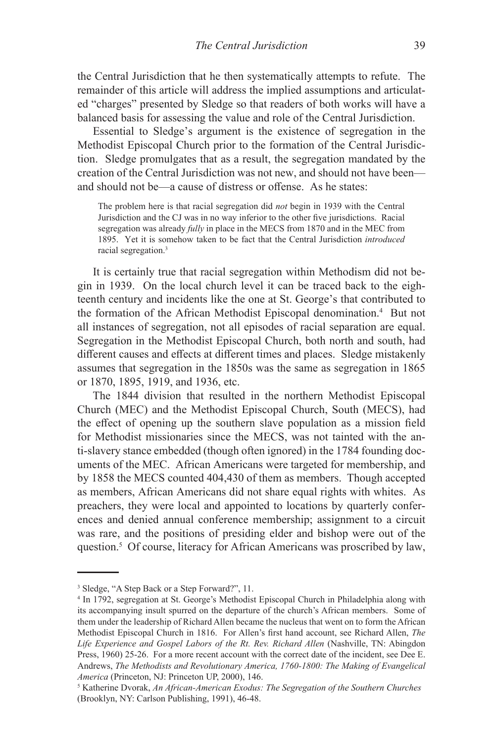the Central Jurisdiction that he then systematically attempts to refute. The remainder of this article will address the implied assumptions and articulated "charges" presented by Sledge so that readers of both works will have a balanced basis for assessing the value and role of the Central Jurisdiction.

Essential to Sledge's argument is the existence of segregation in the Methodist Episcopal Church prior to the formation of the Central Jurisdiction. Sledge promulgates that as a result, the segregation mandated by the creation of the Central Jurisdiction was not new, and should not have been—and should not be—a cause of distress or offense. As he states:

> The problem here is that racial segregation did *not* begin in 1939 with the Central Jurisdiction and the CJ was in no way inferior to the other five jurisdictions. Racial segregation was already *fully* in place in the MECS from 1870 and in the MEC from 1895. Yet it is somehow taken to be fact that the Central Jurisdiction *introduced* racial segregation.[3]

It is certainly true that racial segregation within Methodism did not begin in 1939. On the local church level it can be traced back to the eighteenth century and incidents like the one at St. George's that contributed to the formation of the African Methodist Episcopal denomination.[4] But not all instances of segregation, not all episodes of racial separation are equal. Segregation in the Methodist Episcopal Church, both north and south, had different causes and effects at different times and places. Sledge mistakenly assumes that segregation in the 1850s was the same as segregation in 1865 or 1870, 1895, 1919, and 1936, etc.

The 1844 division that resulted in the northern Methodist Episcopal Church (MEC) and the Methodist Episcopal Church, South (MECS), had the effect of opening up the southern slave population as a mission field for Methodist missionaries since the MECS, was not tainted with the anti-slavery stance embedded (though often ignored) in the 1784 founding documents of the MEC. African Americans were targeted for membership, and by 1858 the MECS counted 404,430 of them as members. Though accepted as members, African Americans did not share equal rights with whites. As preachers, they were local and appointed to locations by quarterly conferences and denied annual conference membership; assignment to a circuit was rare, and the positions of presiding elder and bishop were out of the question.[5] Of course, literacy for African Americans was proscribed by law,

---

[3] Sledge, "A Step Back or a Step Forward?", 11.

[4] In 1792, segregation at St. George's Methodist Episcopal Church in Philadelphia along with its accompanying insult spurred on the departure of the church's African members. Some of them under the leadership of Richard Allen became the nucleus that went on to form the African Methodist Episcopal Church in 1816. For Allen's first hand account, see Richard Allen, *The Life Experience and Gospel Labors of the Rt. Rev. Richard Allen* (Nashville, TN: Abingdon Press, 1960) 25-26. For a more recent account with the correct date of the incident, see Dee E. Andrews, *The Methodists and Revolutionary America, 1760-1800: The Making of Evangelical America* (Princeton, NJ: Princeton UP, 2000), 146.

[5] Katherine Dvorak, *An African-American Exodus: The Segregation of the Southern Churches* (Brooklyn, NY: Carlson Publishing, 1991), 46-48.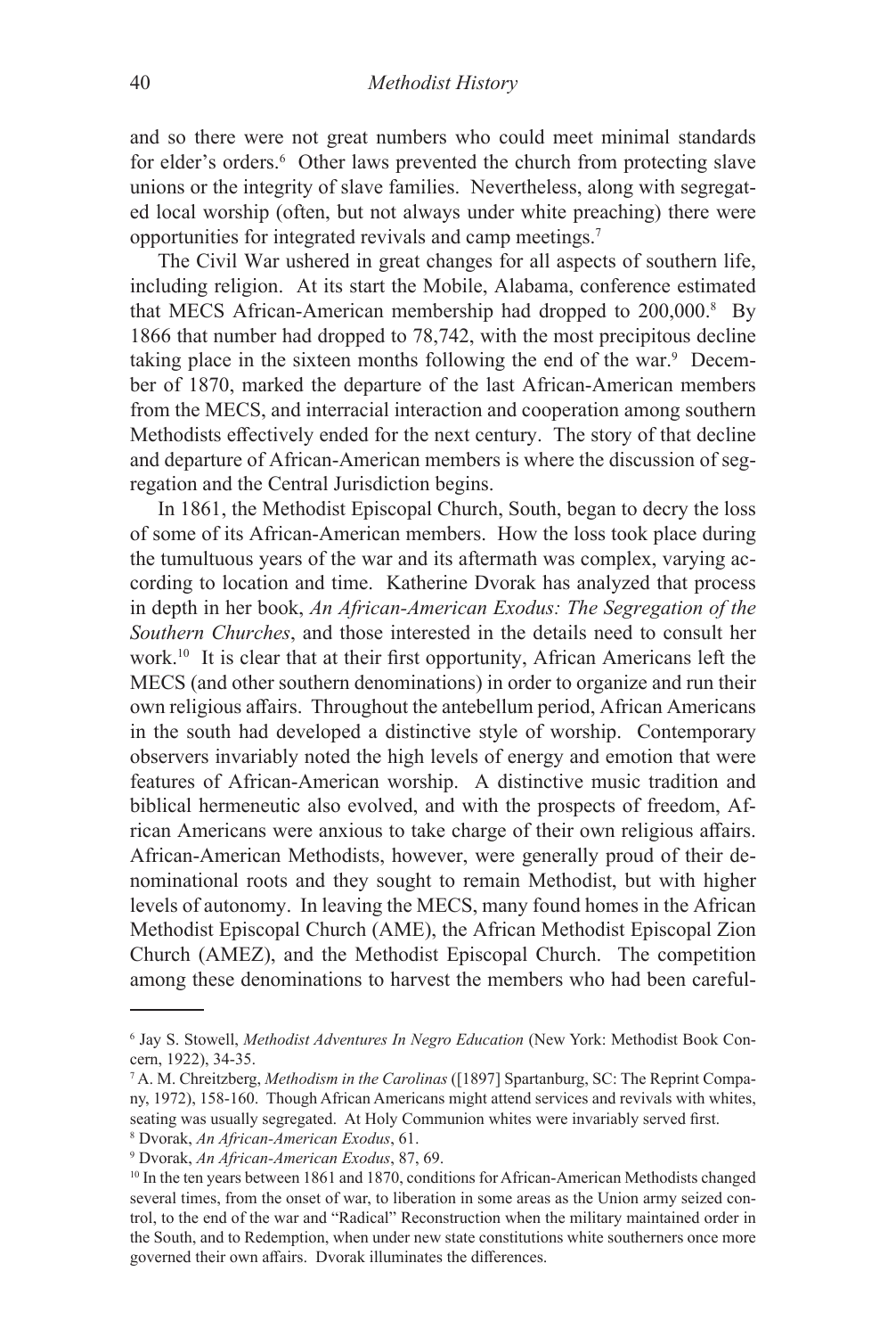and so there were not great numbers who could meet minimal standards for elder's orders.[6] Other laws prevented the church from protecting slave unions or the integrity of slave families. Nevertheless, along with segregated local worship (often, but not always under white preaching) there were opportunities for integrated revivals and camp meetings.[7]

The Civil War ushered in great changes for all aspects of southern life, including religion. At its start the Mobile, Alabama, conference estimated that MECS African-American membership had dropped to 200,000.[8] By 1866 that number had dropped to 78,742, with the most precipitous decline taking place in the sixteen months following the end of the war.[9] December of 1870, marked the departure of the last African-American members from the MECS, and interracial interaction and cooperation among southern Methodists effectively ended for the next century. The story of that decline and departure of African-American members is where the discussion of segregation and the Central Jurisdiction begins.

In 1861, the Methodist Episcopal Church, South, began to decry the loss of some of its African-American members. How the loss took place during the tumultuous years of the war and its aftermath was complex, varying according to location and time. Katherine Dvorak has analyzed that process in depth in her book, *An African-American Exodus: The Segregation of the Southern Churches*, and those interested in the details need to consult her work.[10] It is clear that at their first opportunity, African Americans left the MECS (and other southern denominations) in order to organize and run their own religious affairs. Throughout the antebellum period, African Americans in the south had developed a distinctive style of worship. Contemporary observers invariably noted the high levels of energy and emotion that were features of African-American worship. A distinctive music tradition and biblical hermeneutic also evolved, and with the prospects of freedom, African Americans were anxious to take charge of their own religious affairs. African-American Methodists, however, were generally proud of their denominational roots and they sought to remain Methodist, but with higher levels of autonomy. In leaving the MECS, many found homes in the African Methodist Episcopal Church (AME), the African Methodist Episcopal Zion Church (AMEZ), and the Methodist Episcopal Church. The competition among these denominations to harvest the members who had been careful-

---

[6] Jay S. Stowell, *Methodist Adventures In Negro Education* (New York: Methodist Book Concern, 1922), 34-35.

[7] A. M. Chreitzberg, *Methodism in the Carolinas* ([1897] Spartanburg, SC: The Reprint Company, 1972), 158-160. Though African Americans might attend services and revivals with whites, seating was usually segregated. At Holy Communion whites were invariably served first.

[8] Dvorak, *An African-American Exodus*, 61.

[9] Dvorak, *An African-American Exodus*, 87, 69.

[10] In the ten years between 1861 and 1870, conditions for African-American Methodists changed several times, from the onset of war, to liberation in some areas as the Union army seized control, to the end of the war and "Radical" Reconstruction when the military maintained order in the South, and to Redemption, when under new state constitutions white southerners once more governed their own affairs. Dvorak illuminates the differences.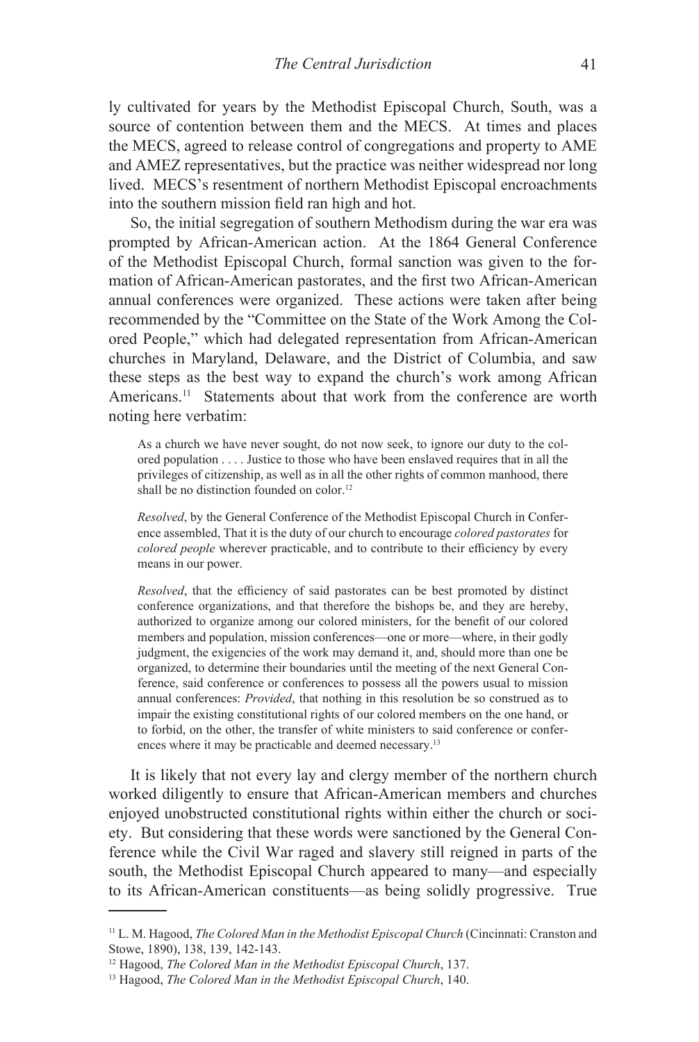ly cultivated for years by the Methodist Episcopal Church, South, was a source of contention between them and the MECS. At times and places the MECS, agreed to release control of congregations and property to AME and AMEZ representatives, but the practice was neither widespread nor long lived. MECS's resentment of northern Methodist Episcopal encroachments into the southern mission field ran high and hot.

So, the initial segregation of southern Methodism during the war era was prompted by African-American action. At the 1864 General Conference of the Methodist Episcopal Church, formal sanction was given to the formation of African-American pastorates, and the first two African-American annual conferences were organized. These actions were taken after being recommended by the "Committee on the State of the Work Among the Colored People," which had delegated representation from African-American churches in Maryland, Delaware, and the District of Columbia, and saw these steps as the best way to expand the church's work among African Americans.[11] Statements about that work from the conference are worth noting here verbatim:

> As a church we have never sought, do not now seek, to ignore our duty to the colored population . . . . Justice to those who have been enslaved requires that in all the privileges of citizenship, as well as in all the other rights of common manhood, there shall be no distinction founded on color.[12]
>
> *Resolved*, by the General Conference of the Methodist Episcopal Church in Conference assembled, That it is the duty of our church to encourage *colored pastorates* for *colored people* wherever practicable, and to contribute to their efficiency by every means in our power.
>
> *Resolved*, that the efficiency of said pastorates can be best promoted by distinct conference organizations, and that therefore the bishops be, and they are hereby, authorized to organize among our colored ministers, for the benefit of our colored members and population, mission conferences—one or more—where, in their godly judgment, the exigencies of the work may demand it, and, should more than one be organized, to determine their boundaries until the meeting of the next General Conference, said conference or conferences to possess all the powers usual to mission annual conferences: *Provided*, that nothing in this resolution be so construed as to impair the existing constitutional rights of our colored members on the one hand, or to forbid, on the other, the transfer of white ministers to said conference or conferences where it may be practicable and deemed necessary.[13]

It is likely that not every lay and clergy member of the northern church worked diligently to ensure that African-American members and churches enjoyed unobstructed constitutional rights within either the church or society. But considering that these words were sanctioned by the General Conference while the Civil War raged and slavery still reigned in parts of the south, the Methodist Episcopal Church appeared to many—and especially to its African-American constituents—as being solidly progressive. True

---

[11] L. M. Hagood, *The Colored Man in the Methodist Episcopal Church* (Cincinnati: Cranston and Stowe, 1890), 138, 139, 142-143.

[12] Hagood, *The Colored Man in the Methodist Episcopal Church*, 137.

[13] Hagood, *The Colored Man in the Methodist Episcopal Church*, 140.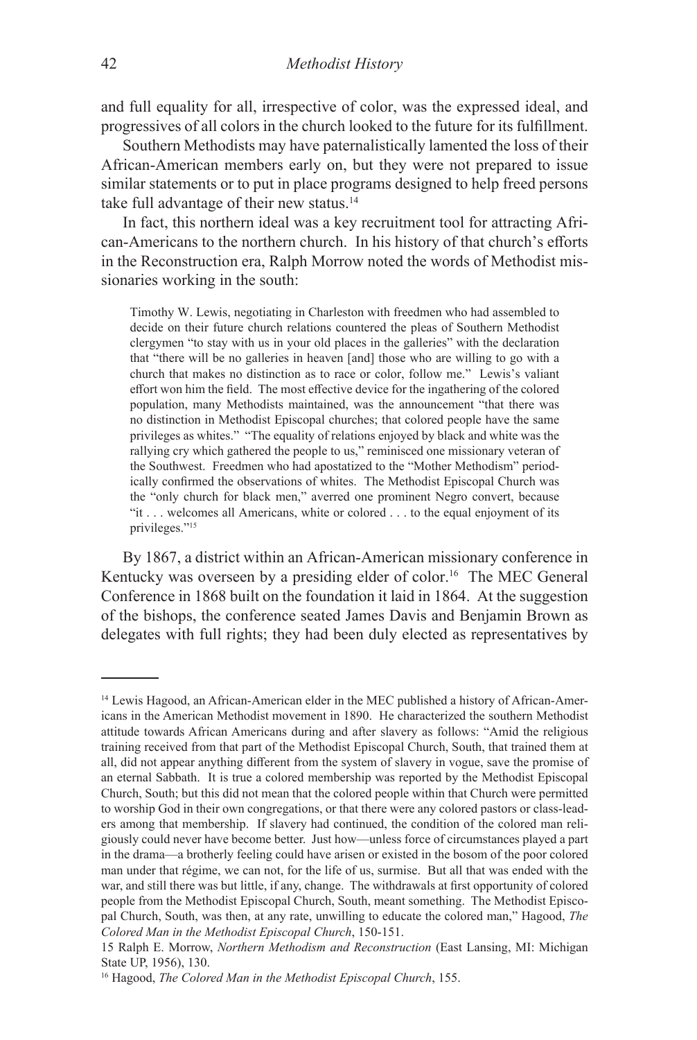and full equality for all, irrespective of color, was the expressed ideal, and progressives of all colors in the church looked to the future for its fulfillment.

Southern Methodists may have paternalistically lamented the loss of their African-American members early on, but they were not prepared to issue similar statements or to put in place programs designed to help freed persons take full advantage of their new status.[14]

In fact, this northern ideal was a key recruitment tool for attracting African-Americans to the northern church. In his history of that church's efforts in the Reconstruction era, Ralph Morrow noted the words of Methodist missionaries working in the south:

> Timothy W. Lewis, negotiating in Charleston with freedmen who had assembled to decide on their future church relations countered the pleas of Southern Methodist clergymen "to stay with us in your old places in the galleries" with the declaration that "there will be no galleries in heaven [and] those who are willing to go with a church that makes no distinction as to race or color, follow me." Lewis's valiant effort won him the field. The most effective device for the ingathering of the colored population, many Methodists maintained, was the announcement "that there was no distinction in Methodist Episcopal churches; that colored people have the same privileges as whites." "The equality of relations enjoyed by black and white was the rallying cry which gathered the people to us," reminisced one missionary veteran of the Southwest. Freedmen who had apostatized to the "Mother Methodism" periodically confirmed the observations of whites. The Methodist Episcopal Church was the "only church for black men," averred one prominent Negro convert, because "it . . . welcomes all Americans, white or colored . . . to the equal enjoyment of its privileges."[15]

By 1867, a district within an African-American missionary conference in Kentucky was overseen by a presiding elder of color.[16] The MEC General Conference in 1868 built on the foundation it laid in 1864. At the suggestion of the bishops, the conference seated James Davis and Benjamin Brown as delegates with full rights; they had been duly elected as representatives by

---

[14] Lewis Hagood, an African-American elder in the MEC published a history of African-Americans in the American Methodist movement in 1890. He characterized the southern Methodist attitude towards African Americans during and after slavery as follows: "Amid the religious training received from that part of the Methodist Episcopal Church, South, that trained them at all, did not appear anything different from the system of slavery in vogue, save the promise of an eternal Sabbath. It is true a colored membership was reported by the Methodist Episcopal Church, South; but this did not mean that the colored people within that Church were permitted to worship God in their own congregations, or that there were any colored pastors or class-leaders among that membership. If slavery had continued, the condition of the colored man religiously could never have become better. Just how—unless force of circumstances played a part in the drama—a brotherly feeling could have arisen or existed in the bosom of the poor colored man under that régime, we can not, for the life of us, surmise. But all that was ended with the war, and still there was but little, if any, change. The withdrawals at first opportunity of colored people from the Methodist Episcopal Church, South, meant something. The Methodist Episcopal Church, South, was then, at any rate, unwilling to educate the colored man," Hagood, *The Colored Man in the Methodist Episcopal Church*, 150-151.

[15] Ralph E. Morrow, *Northern Methodism and Reconstruction* (East Lansing, MI: Michigan State UP, 1956), 130.

[16] Hagood, *The Colored Man in the Methodist Episcopal Church*, 155.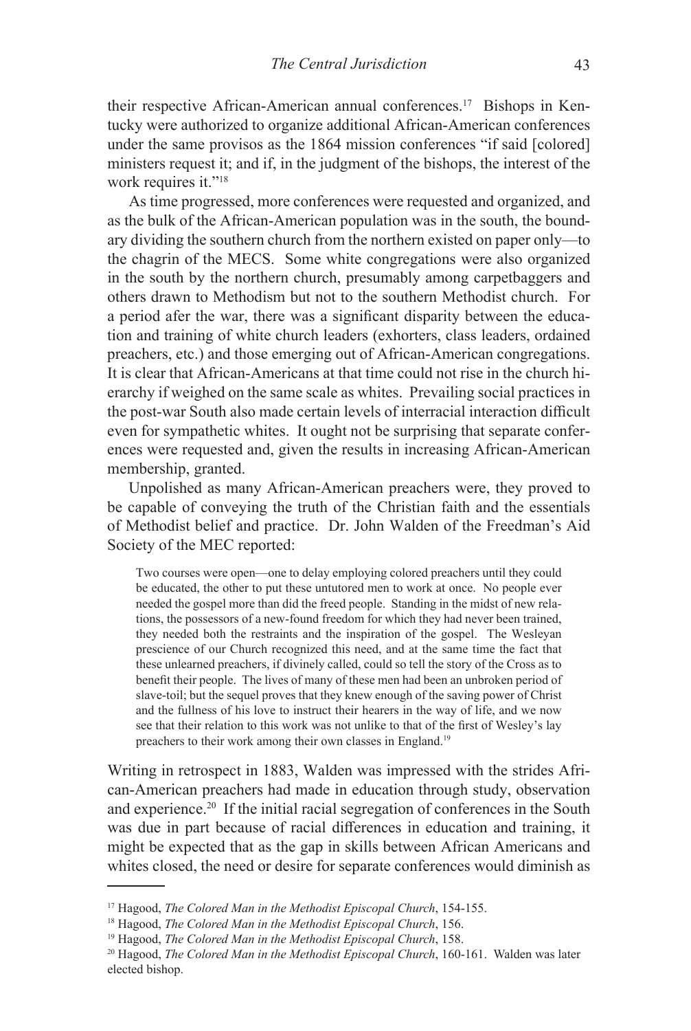their respective African-American annual conferences.[17] Bishops in Kentucky were authorized to organize additional African-American conferences under the same provisos as the 1864 mission conferences "if said [colored] ministers request it; and if, in the judgment of the bishops, the interest of the work requires it."[18]

As time progressed, more conferences were requested and organized, and as the bulk of the African-American population was in the south, the boundary dividing the southern church from the northern existed on paper only—to the chagrin of the MECS. Some white congregations were also organized in the south by the northern church, presumably among carpetbaggers and others drawn to Methodism but not to the southern Methodist church. For a period afer the war, there was a significant disparity between the education and training of white church leaders (exhorters, class leaders, ordained preachers, etc.) and those emerging out of African-American congregations. It is clear that African-Americans at that time could not rise in the church hierarchy if weighed on the same scale as whites. Prevailing social practices in the post-war South also made certain levels of interracial interaction difficult even for sympathetic whites. It ought not be surprising that separate conferences were requested and, given the results in increasing African-American membership, granted.

Unpolished as many African-American preachers were, they proved to be capable of conveying the truth of the Christian faith and the essentials of Methodist belief and practice. Dr. John Walden of the Freedman's Aid Society of the MEC reported:

> Two courses were open—one to delay employing colored preachers until they could be educated, the other to put these untutored men to work at once. No people ever needed the gospel more than did the freed people. Standing in the midst of new relations, the possessors of a new-found freedom for which they had never been trained, they needed both the restraints and the inspiration of the gospel. The Wesleyan prescience of our Church recognized this need, and at the same time the fact that these unlearned preachers, if divinely called, could so tell the story of the Cross as to benefit their people. The lives of many of these men had been an unbroken period of slave-toil; but the sequel proves that they knew enough of the saving power of Christ and the fullness of his love to instruct their hearers in the way of life, and we now see that their relation to this work was not unlike to that of the first of Wesley's lay preachers to their work among their own classes in England.[19]

Writing in retrospect in 1883, Walden was impressed with the strides African-American preachers had made in education through study, observation and experience.[20] If the initial racial segregation of conferences in the South was due in part because of racial differences in education and training, it might be expected that as the gap in skills between African Americans and whites closed, the need or desire for separate conferences would diminish as

---

[17] Hagood, *The Colored Man in the Methodist Episcopal Church*, 154-155.

[18] Hagood, *The Colored Man in the Methodist Episcopal Church*, 156.

[19] Hagood, *The Colored Man in the Methodist Episcopal Church*, 158.

[20] Hagood, *The Colored Man in the Methodist Episcopal Church*, 160-161. Walden was later elected bishop.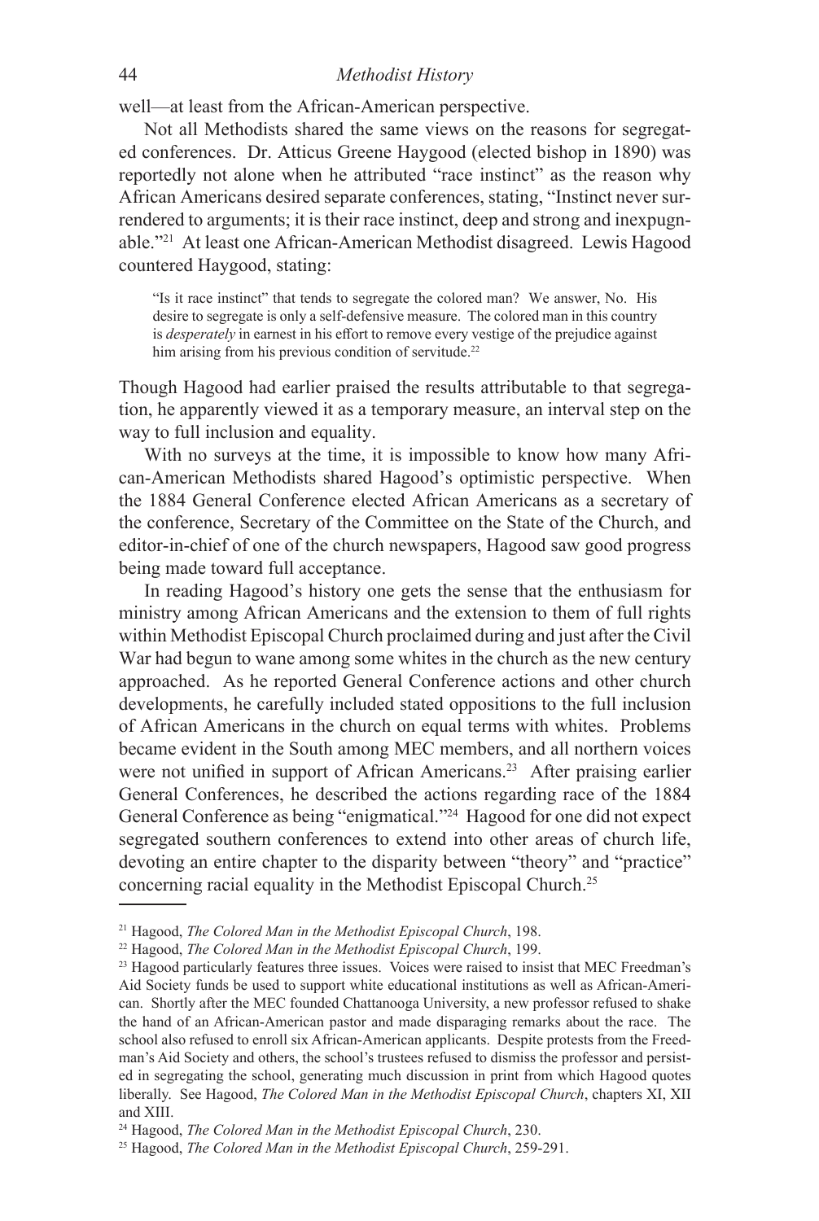well—at least from the African-American perspective.

Not all Methodists shared the same views on the reasons for segregated conferences. Dr. Atticus Greene Haygood (elected bishop in 1890) was reportedly not alone when he attributed "race instinct" as the reason why African Americans desired separate conferences, stating, "Instinct never surrendered to arguments; it is their race instinct, deep and strong and inexpugnable."[21] At least one African-American Methodist disagreed. Lewis Hagood countered Haygood, stating:

> "Is it race instinct" that tends to segregate the colored man? We answer, No. His desire to segregate is only a self-defensive measure. The colored man in this country is *desperately* in earnest in his effort to remove every vestige of the prejudice against him arising from his previous condition of servitude.[22]

Though Hagood had earlier praised the results attributable to that segregation, he apparently viewed it as a temporary measure, an interval step on the way to full inclusion and equality.

With no surveys at the time, it is impossible to know how many African-American Methodists shared Hagood's optimistic perspective. When the 1884 General Conference elected African Americans as a secretary of the conference, Secretary of the Committee on the State of the Church, and editor-in-chief of one of the church newspapers, Hagood saw good progress being made toward full acceptance.

In reading Hagood's history one gets the sense that the enthusiasm for ministry among African Americans and the extension to them of full rights within Methodist Episcopal Church proclaimed during and just after the Civil War had begun to wane among some whites in the church as the new century approached. As he reported General Conference actions and other church developments, he carefully included stated oppositions to the full inclusion of African Americans in the church on equal terms with whites. Problems became evident in the South among MEC members, and all northern voices were not unified in support of African Americans.[23] After praising earlier General Conferences, he described the actions regarding race of the 1884 General Conference as being "enigmatical."[24] Hagood for one did not expect segregated southern conferences to extend into other areas of church life, devoting an entire chapter to the disparity between "theory" and "practice" concerning racial equality in the Methodist Episcopal Church.[25]

---

[21] Hagood, *The Colored Man in the Methodist Episcopal Church*, 198.

[22] Hagood, *The Colored Man in the Methodist Episcopal Church*, 199.

[23] Hagood particularly features three issues. Voices were raised to insist that MEC Freedman's Aid Society funds be used to support white educational institutions as well as African-American. Shortly after the MEC founded Chattanooga University, a new professor refused to shake the hand of an African-American pastor and made disparaging remarks about the race. The school also refused to enroll six African-American applicants. Despite protests from the Freedman's Aid Society and others, the school's trustees refused to dismiss the professor and persisted in segregating the school, generating much discussion in print from which Hagood quotes liberally. See Hagood, *The Colored Man in the Methodist Episcopal Church*, chapters XI, XII and XIII.

[24] Hagood, *The Colored Man in the Methodist Episcopal Church*, 230.

[25] Hagood, *The Colored Man in the Methodist Episcopal Church*, 259-291.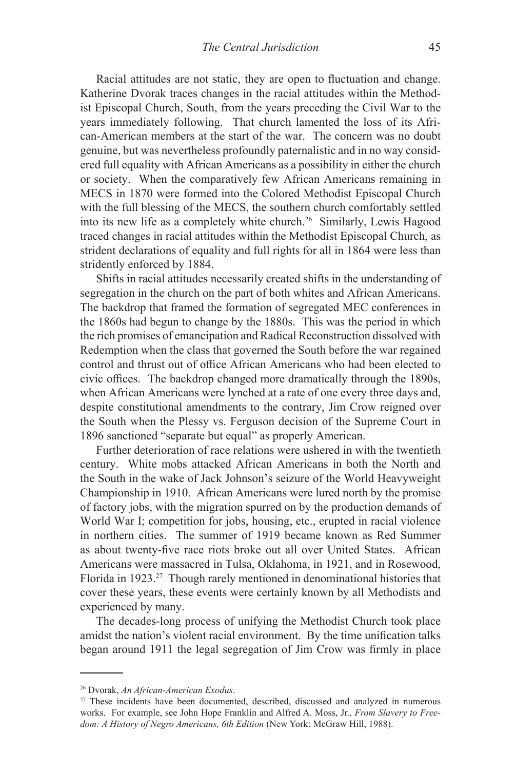Racial attitudes are not static, they are open to fluctuation and change. Katherine Dvorak traces changes in the racial attitudes within the Methodist Episcopal Church, South, from the years preceding the Civil War to the years immediately following. That church lamented the loss of its African-American members at the start of the war. The concern was no doubt genuine, but was nevertheless profoundly paternalistic and in no way considered full equality with African Americans as a possibility in either the church or society. When the comparatively few African Americans remaining in MECS in 1870 were formed into the Colored Methodist Episcopal Church with the full blessing of the MECS, the southern church comfortably settled into its new life as a completely white church.[26] Similarly, Lewis Hagood traced changes in racial attitudes within the Methodist Episcopal Church, as strident declarations of equality and full rights for all in 1864 were less than stridently enforced by 1884.

Shifts in racial attitudes necessarily created shifts in the understanding of segregation in the church on the part of both whites and African Americans. The backdrop that framed the formation of segregated MEC conferences in the 1860s had begun to change by the 1880s. This was the period in which the rich promises of emancipation and Radical Reconstruction dissolved with Redemption when the class that governed the South before the war regained control and thrust out of office African Americans who had been elected to civic offices. The backdrop changed more dramatically through the 1890s, when African Americans were lynched at a rate of one every three days and, despite constitutional amendments to the contrary, Jim Crow reigned over the South when the Plessy vs. Ferguson decision of the Supreme Court in 1896 sanctioned "separate but equal" as properly American.

Further deterioration of race relations were ushered in with the twentieth century. White mobs attacked African Americans in both the North and the South in the wake of Jack Johnson's seizure of the World Heavyweight Championship in 1910. African Americans were lured north by the promise of factory jobs, with the migration spurred on by the production demands of World War I; competition for jobs, housing, etc., erupted in racial violence in northern cities. The summer of 1919 became known as Red Summer as about twenty-five race riots broke out all over United States. African Americans were massacred in Tulsa, Oklahoma, in 1921, and in Rosewood, Florida in 1923.[27] Though rarely mentioned in denominational histories that cover these years, these events were certainly known by all Methodists and experienced by many.

The decades-long process of unifying the Methodist Church took place amidst the nation's violent racial environment. By the time unification talks began around 1911 the legal segregation of Jim Crow was firmly in place

---

[26] Dvorak, *An African-American Exodus*.

[27] These incidents have been documented, described, discussed and analyzed in numerous works. For example, see John Hope Franklin and Alfred A. Moss, Jr., *From Slavery to Freedom: A History of Negro Americans, 6th Edition* (New York: McGraw Hill, 1988).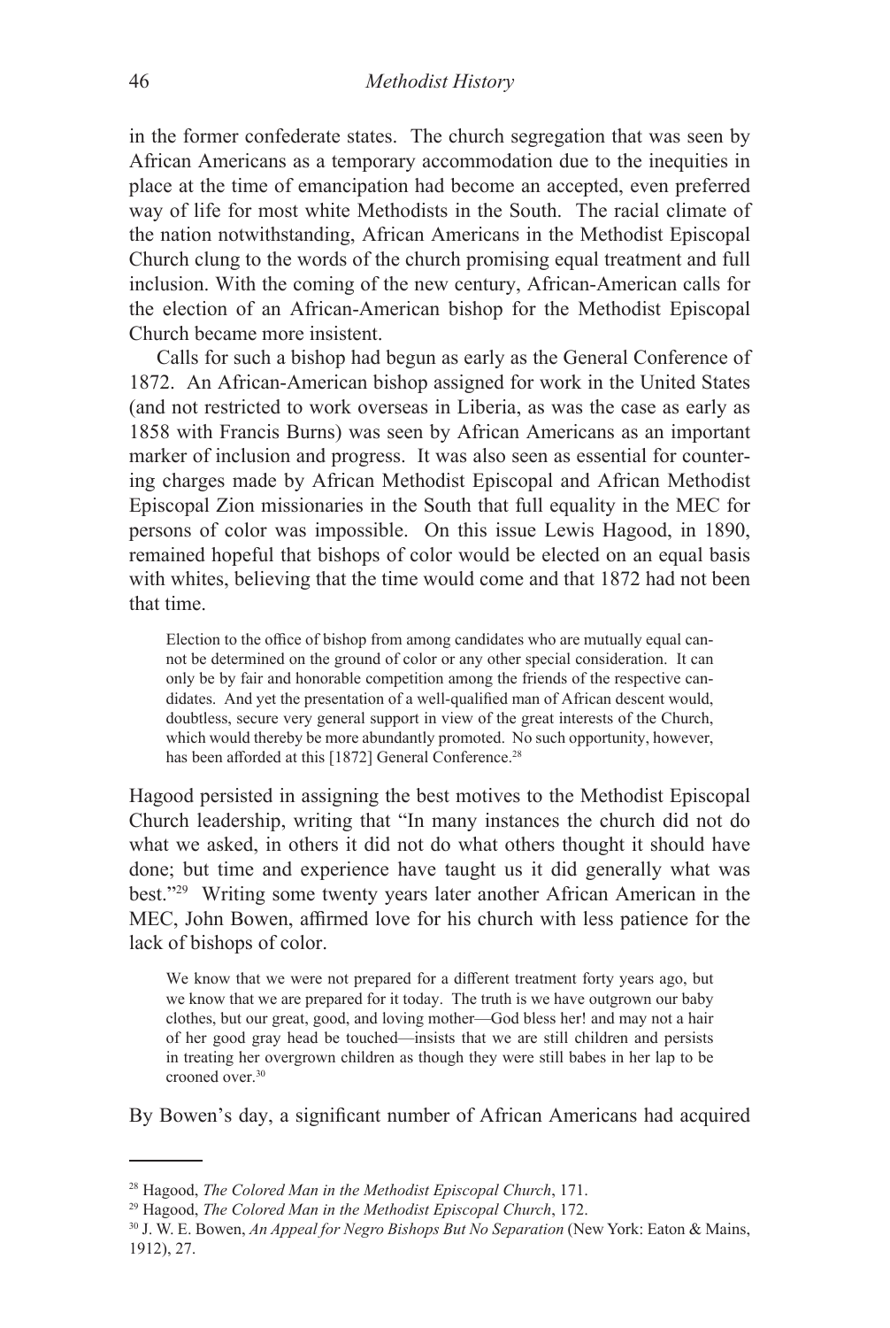in the former confederate states. The church segregation that was seen by African Americans as a temporary accommodation due to the inequities in place at the time of emancipation had become an accepted, even preferred way of life for most white Methodists in the South. The racial climate of the nation notwithstanding, African Americans in the Methodist Episcopal Church clung to the words of the church promising equal treatment and full inclusion. With the coming of the new century, African-American calls for the election of an African-American bishop for the Methodist Episcopal Church became more insistent.

Calls for such a bishop had begun as early as the General Conference of 1872. An African-American bishop assigned for work in the United States (and not restricted to work overseas in Liberia, as was the case as early as 1858 with Francis Burns) was seen by African Americans as an important marker of inclusion and progress. It was also seen as essential for countering charges made by African Methodist Episcopal and African Methodist Episcopal Zion missionaries in the South that full equality in the MEC for persons of color was impossible. On this issue Lewis Hagood, in 1890, remained hopeful that bishops of color would be elected on an equal basis with whites, believing that the time would come and that 1872 had not been that time.

> Election to the office of bishop from among candidates who are mutually equal cannot be determined on the ground of color or any other special consideration. It can only be by fair and honorable competition among the friends of the respective candidates. And yet the presentation of a well-qualified man of African descent would, doubtless, secure very general support in view of the great interests of the Church, which would thereby be more abundantly promoted. No such opportunity, however, has been afforded at this [1872] General Conference.[28]

Hagood persisted in assigning the best motives to the Methodist Episcopal Church leadership, writing that "In many instances the church did not do what we asked, in others it did not do what others thought it should have done; but time and experience have taught us it did generally what was best."[29] Writing some twenty years later another African American in the MEC, John Bowen, affirmed love for his church with less patience for the lack of bishops of color.

> We know that we were not prepared for a different treatment forty years ago, but we know that we are prepared for it today. The truth is we have outgrown our baby clothes, but our great, good, and loving mother—God bless her! and may not a hair of her good gray head be touched—insists that we are still children and persists in treating her overgrown children as though they were still babes in her lap to be crooned over.[30]

By Bowen's day, a significant number of African Americans had acquired

---

[28] Hagood, *The Colored Man in the Methodist Episcopal Church*, 171.

[29] Hagood, *The Colored Man in the Methodist Episcopal Church*, 172.

[30] J. W. E. Bowen, *An Appeal for Negro Bishops But No Separation* (New York: Eaton & Mains, 1912), 27.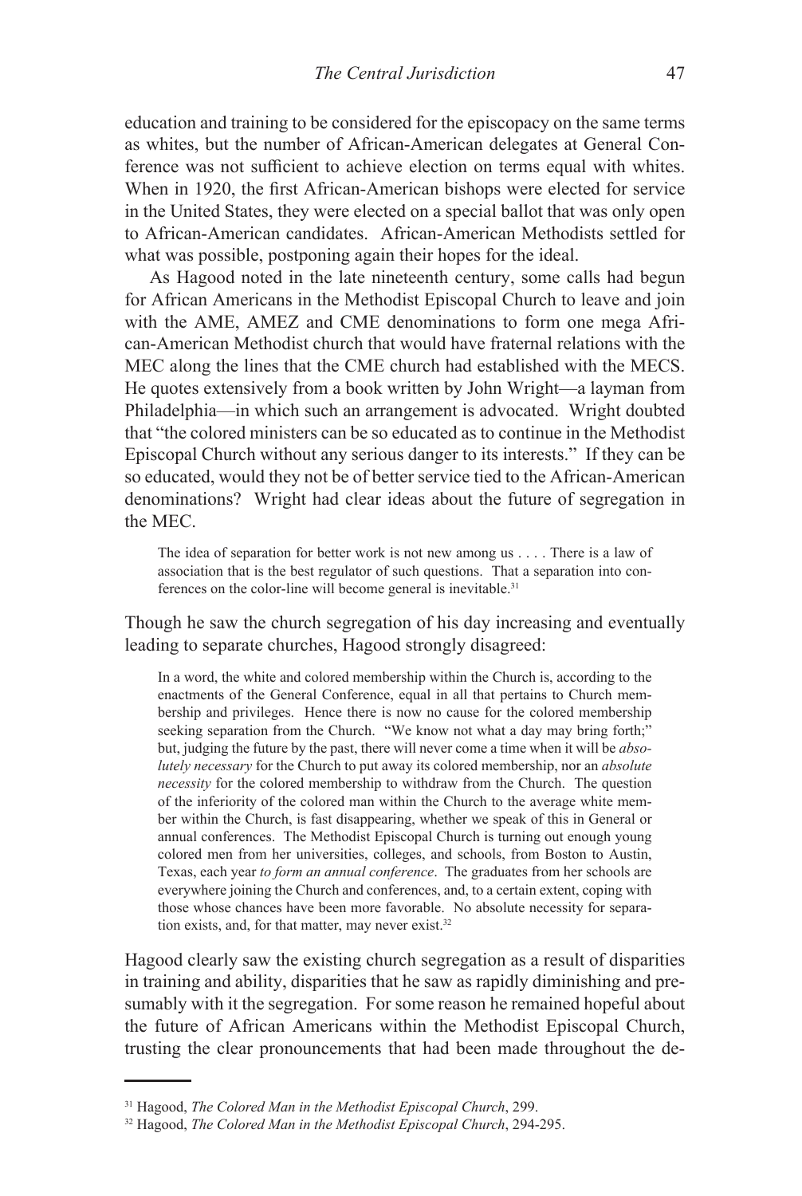education and training to be considered for the episcopacy on the same terms as whites, but the number of African-American delegates at General Conference was not sufficient to achieve election on terms equal with whites. When in 1920, the first African-American bishops were elected for service in the United States, they were elected on a special ballot that was only open to African-American candidates. African-American Methodists settled for what was possible, postponing again their hopes for the ideal.

As Hagood noted in the late nineteenth century, some calls had begun for African Americans in the Methodist Episcopal Church to leave and join with the AME, AMEZ and CME denominations to form one mega African-American Methodist church that would have fraternal relations with the MEC along the lines that the CME church had established with the MECS. He quotes extensively from a book written by John Wright—a layman from Philadelphia—in which such an arrangement is advocated. Wright doubted that "the colored ministers can be so educated as to continue in the Methodist Episcopal Church without any serious danger to its interests." If they can be so educated, would they not be of better service tied to the African-American denominations? Wright had clear ideas about the future of segregation in the MEC.

> The idea of separation for better work is not new among us . . . . There is a law of association that is the best regulator of such questions. That a separation into conferences on the color-line will become general is inevitable.[31]

Though he saw the church segregation of his day increasing and eventually leading to separate churches, Hagood strongly disagreed:

> In a word, the white and colored membership within the Church is, according to the enactments of the General Conference, equal in all that pertains to Church membership and privileges. Hence there is now no cause for the colored membership seeking separation from the Church. "We know not what a day may bring forth;" but, judging the future by the past, there will never come a time when it will be *absolutely necessary* for the Church to put away its colored membership, nor an *absolute necessity* for the colored membership to withdraw from the Church. The question of the inferiority of the colored man within the Church to the average white member within the Church, is fast disappearing, whether we speak of this in General or annual conferences. The Methodist Episcopal Church is turning out enough young colored men from her universities, colleges, and schools, from Boston to Austin, Texas, each year *to form an annual conference*. The graduates from her schools are everywhere joining the Church and conferences, and, to a certain extent, coping with those whose chances have been more favorable. No absolute necessity for separation exists, and, for that matter, may never exist.[32]

Hagood clearly saw the existing church segregation as a result of disparities in training and ability, disparities that he saw as rapidly diminishing and presumably with it the segregation. For some reason he remained hopeful about the future of African Americans within the Methodist Episcopal Church, trusting the clear pronouncements that had been made throughout the de-

---

[31] Hagood, *The Colored Man in the Methodist Episcopal Church*, 299.

[32] Hagood, *The Colored Man in the Methodist Episcopal Church*, 294-295.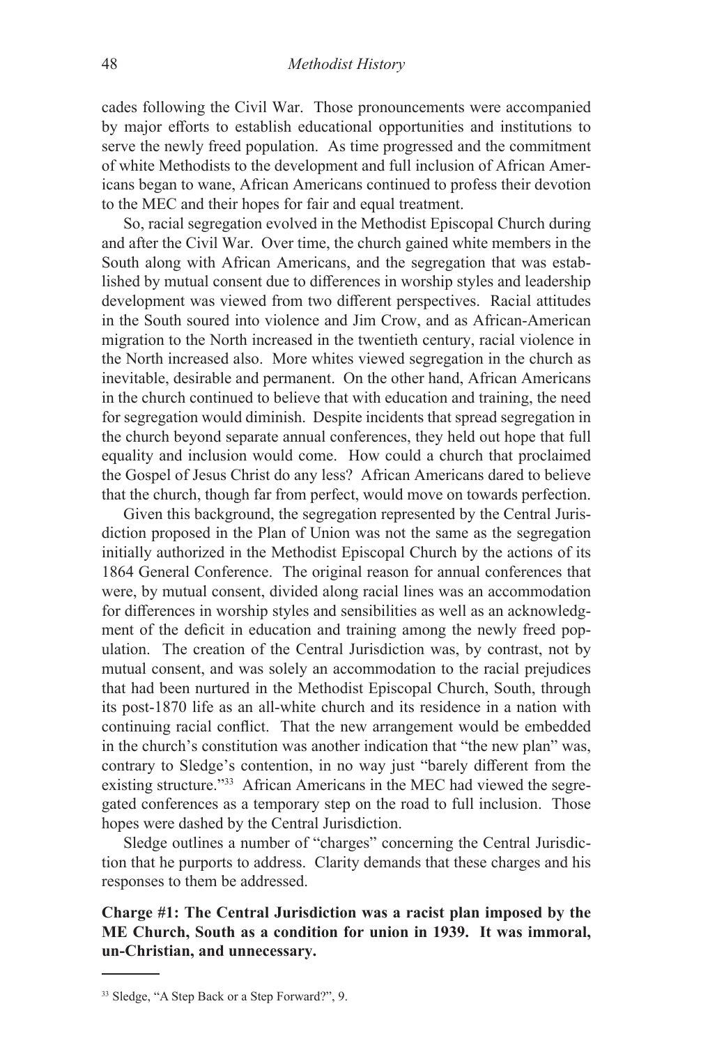cades following the Civil War. Those pronouncements were accompanied by major efforts to establish educational opportunities and institutions to serve the newly freed population. As time progressed and the commitment of white Methodists to the development and full inclusion of African Americans began to wane, African Americans continued to profess their devotion to the MEC and their hopes for fair and equal treatment.

So, racial segregation evolved in the Methodist Episcopal Church during and after the Civil War. Over time, the church gained white members in the South along with African Americans, and the segregation that was established by mutual consent due to differences in worship styles and leadership development was viewed from two different perspectives. Racial attitudes in the South soured into violence and Jim Crow, and as African-American migration to the North increased in the twentieth century, racial violence in the North increased also. More whites viewed segregation in the church as inevitable, desirable and permanent. On the other hand, African Americans in the church continued to believe that with education and training, the need for segregation would diminish. Despite incidents that spread segregation in the church beyond separate annual conferences, they held out hope that full equality and inclusion would come. How could a church that proclaimed the Gospel of Jesus Christ do any less? African Americans dared to believe that the church, though far from perfect, would move on towards perfection.

Given this background, the segregation represented by the Central Jurisdiction proposed in the Plan of Union was not the same as the segregation initially authorized in the Methodist Episcopal Church by the actions of its 1864 General Conference. The original reason for annual conferences that were, by mutual consent, divided along racial lines was an accommodation for differences in worship styles and sensibilities as well as an acknowledgment of the deficit in education and training among the newly freed population. The creation of the Central Jurisdiction was, by contrast, not by mutual consent, and was solely an accommodation to the racial prejudices that had been nurtured in the Methodist Episcopal Church, South, through its post-1870 life as an all-white church and its residence in a nation with continuing racial conflict. That the new arrangement would be embedded in the church's constitution was another indication that "the new plan" was, contrary to Sledge's contention, in no way just "barely different from the existing structure."[33] African Americans in the MEC had viewed the segregated conferences as a temporary step on the road to full inclusion. Those hopes were dashed by the Central Jurisdiction.

Sledge outlines a number of "charges" concerning the Central Jurisdiction that he purports to address. Clarity demands that these charges and his responses to them be addressed.

**Charge #1: The Central Jurisdiction was a racist plan imposed by the ME Church, South as a condition for union in 1939. It was immoral, un-Christian, and unnecessary.**

---

[33] Sledge, "A Step Back or a Step Forward?", 9.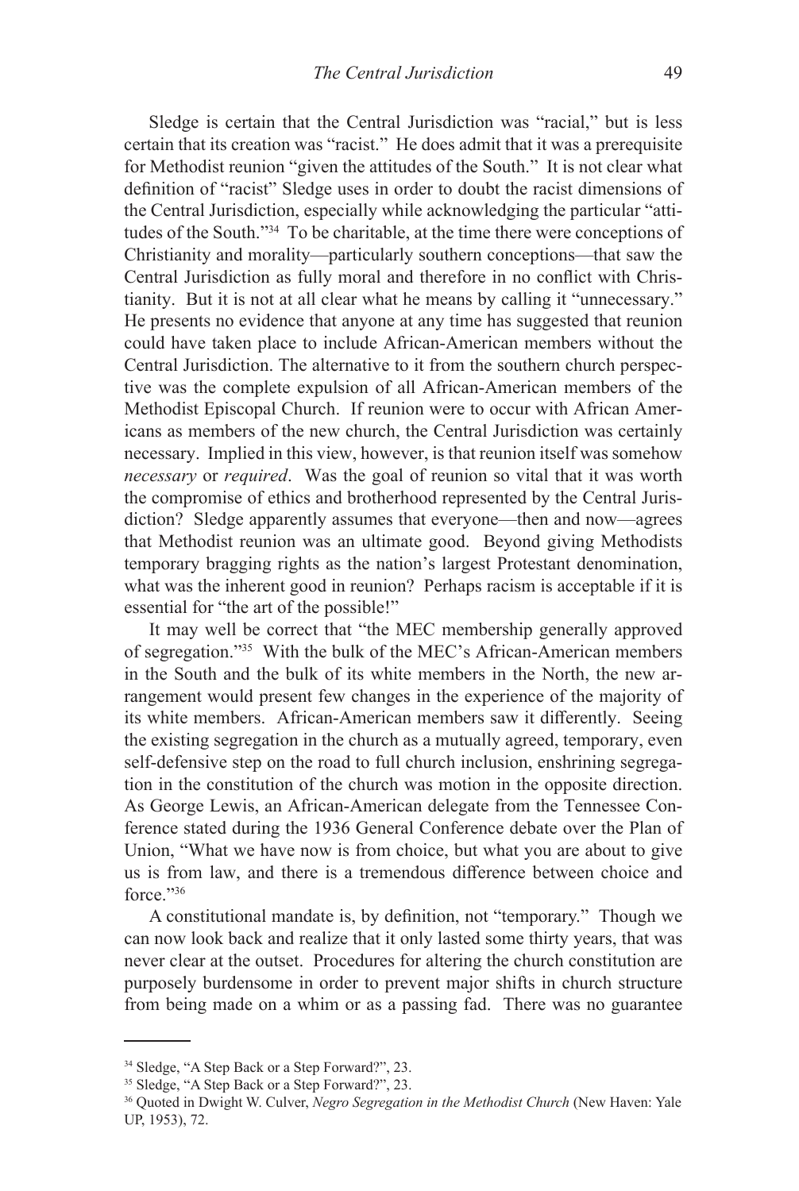Sledge is certain that the Central Jurisdiction was "racial," but is less certain that its creation was "racist." He does admit that it was a prerequisite for Methodist reunion "given the attitudes of the South." It is not clear what definition of "racist" Sledge uses in order to doubt the racist dimensions of the Central Jurisdiction, especially while acknowledging the particular "attitudes of the South."[34] To be charitable, at the time there were conceptions of Christianity and morality—particularly southern conceptions—that saw the Central Jurisdiction as fully moral and therefore in no conflict with Christianity. But it is not at all clear what he means by calling it "unnecessary." He presents no evidence that anyone at any time has suggested that reunion could have taken place to include African-American members without the Central Jurisdiction. The alternative to it from the southern church perspective was the complete expulsion of all African-American members of the Methodist Episcopal Church. If reunion were to occur with African Americans as members of the new church, the Central Jurisdiction was certainly necessary. Implied in this view, however, is that reunion itself was somehow *necessary* or *required*. Was the goal of reunion so vital that it was worth the compromise of ethics and brotherhood represented by the Central Jurisdiction? Sledge apparently assumes that everyone—then and now—agrees that Methodist reunion was an ultimate good. Beyond giving Methodists temporary bragging rights as the nation's largest Protestant denomination, what was the inherent good in reunion? Perhaps racism is acceptable if it is essential for "the art of the possible!"

It may well be correct that "the MEC membership generally approved of segregation."[35] With the bulk of the MEC's African-American members in the South and the bulk of its white members in the North, the new arrangement would present few changes in the experience of the majority of its white members. African-American members saw it differently. Seeing the existing segregation in the church as a mutually agreed, temporary, even self-defensive step on the road to full church inclusion, enshrining segregation in the constitution of the church was motion in the opposite direction. As George Lewis, an African-American delegate from the Tennessee Conference stated during the 1936 General Conference debate over the Plan of Union, "What we have now is from choice, but what you are about to give us is from law, and there is a tremendous difference between choice and force."[36]

A constitutional mandate is, by definition, not "temporary." Though we can now look back and realize that it only lasted some thirty years, that was never clear at the outset. Procedures for altering the church constitution are purposely burdensome in order to prevent major shifts in church structure from being made on a whim or as a passing fad. There was no guarantee

---

[34] Sledge, "A Step Back or a Step Forward?", 23.

[35] Sledge, "A Step Back or a Step Forward?", 23.

[36] Quoted in Dwight W. Culver, *Negro Segregation in the Methodist Church* (New Haven: Yale UP, 1953), 72.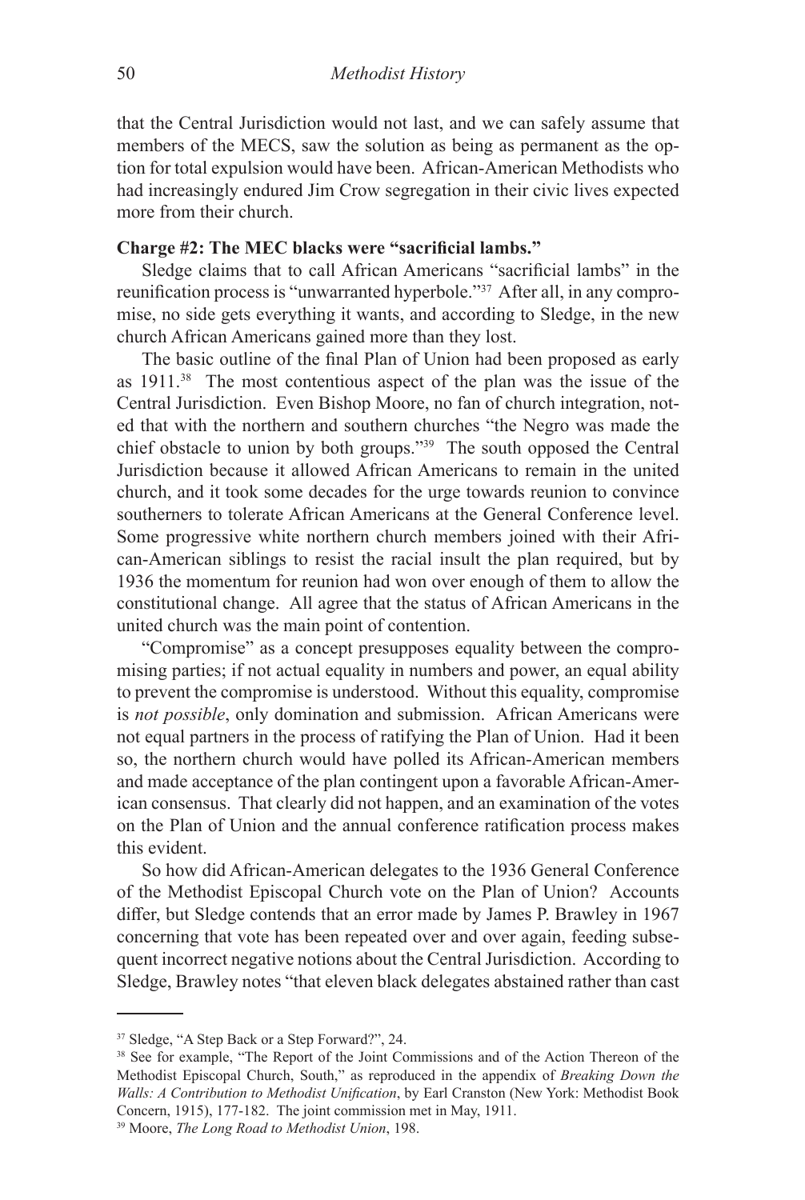that the Central Jurisdiction would not last, and we can safely assume that members of the MECS, saw the solution as being as permanent as the option for total expulsion would have been. African-American Methodists who had increasingly endured Jim Crow segregation in their civic lives expected more from their church.

**Charge #2: The MEC blacks were "sacrificial lambs."**

Sledge claims that to call African Americans "sacrificial lambs" in the reunification process is "unwarranted hyperbole."[37] After all, in any compromise, no side gets everything it wants, and according to Sledge, in the new church African Americans gained more than they lost.

The basic outline of the final Plan of Union had been proposed as early as 1911.[38] The most contentious aspect of the plan was the issue of the Central Jurisdiction. Even Bishop Moore, no fan of church integration, noted that with the northern and southern churches "the Negro was made the chief obstacle to union by both groups."[39] The south opposed the Central Jurisdiction because it allowed African Americans to remain in the united church, and it took some decades for the urge towards reunion to convince southerners to tolerate African Americans at the General Conference level. Some progressive white northern church members joined with their African-American siblings to resist the racial insult the plan required, but by 1936 the momentum for reunion had won over enough of them to allow the constitutional change. All agree that the status of African Americans in the united church was the main point of contention.

"Compromise" as a concept presupposes equality between the compromising parties; if not actual equality in numbers and power, an equal ability to prevent the compromise is understood. Without this equality, compromise is *not possible*, only domination and submission. African Americans were not equal partners in the process of ratifying the Plan of Union. Had it been so, the northern church would have polled its African-American members and made acceptance of the plan contingent upon a favorable African-American consensus. That clearly did not happen, and an examination of the votes on the Plan of Union and the annual conference ratification process makes this evident.

So how did African-American delegates to the 1936 General Conference of the Methodist Episcopal Church vote on the Plan of Union? Accounts differ, but Sledge contends that an error made by James P. Brawley in 1967 concerning that vote has been repeated over and over again, feeding subsequent incorrect negative notions about the Central Jurisdiction. According to Sledge, Brawley notes "that eleven black delegates abstained rather than cast

---

[37] Sledge, "A Step Back or a Step Forward?", 24.

[38] See for example, "The Report of the Joint Commissions and of the Action Thereon of the Methodist Episcopal Church, South," as reproduced in the appendix of *Breaking Down the Walls: A Contribution to Methodist Unification*, by Earl Cranston (New York: Methodist Book Concern, 1915), 177-182. The joint commission met in May, 1911.

[39] Moore, *The Long Road to Methodist Union*, 198.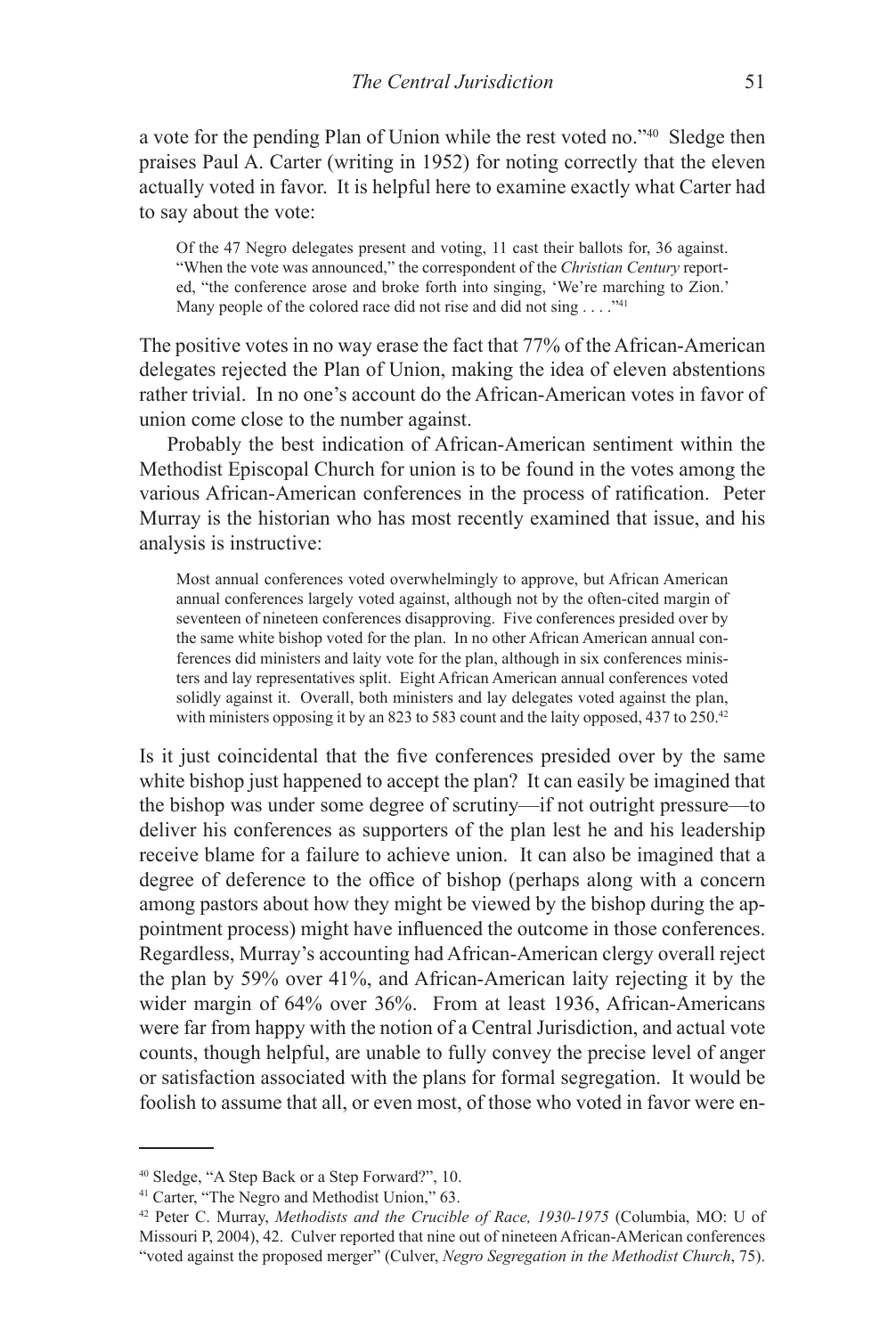a vote for the pending Plan of Union while the rest voted no."[40] Sledge then praises Paul A. Carter (writing in 1952) for noting correctly that the eleven actually voted in favor. It is helpful here to examine exactly what Carter had to say about the vote:

> Of the 47 Negro delegates present and voting, 11 cast their ballots for, 36 against. "When the vote was announced," the correspondent of the *Christian Century* reported, "the conference arose and broke forth into singing, 'We're marching to Zion.' Many people of the colored race did not rise and did not sing . . . ."[41]

The positive votes in no way erase the fact that 77% of the African-American delegates rejected the Plan of Union, making the idea of eleven abstentions rather trivial. In no one's account do the African-American votes in favor of union come close to the number against.

Probably the best indication of African-American sentiment within the Methodist Episcopal Church for union is to be found in the votes among the various African-American conferences in the process of ratification. Peter Murray is the historian who has most recently examined that issue, and his analysis is instructive:

> Most annual conferences voted overwhelmingly to approve, but African American annual conferences largely voted against, although not by the often-cited margin of seventeen of nineteen conferences disapproving. Five conferences presided over by the same white bishop voted for the plan. In no other African American annual conferences did ministers and laity vote for the plan, although in six conferences ministers and lay representatives split. Eight African American annual conferences voted solidly against it. Overall, both ministers and lay delegates voted against the plan, with ministers opposing it by an 823 to 583 count and the laity opposed, 437 to 250.[42]

Is it just coincidental that the five conferences presided over by the same white bishop just happened to accept the plan? It can easily be imagined that the bishop was under some degree of scrutiny—if not outright pressure—to deliver his conferences as supporters of the plan lest he and his leadership receive blame for a failure to achieve union. It can also be imagined that a degree of deference to the office of bishop (perhaps along with a concern among pastors about how they might be viewed by the bishop during the appointment process) might have influenced the outcome in those conferences. Regardless, Murray's accounting had African-American clergy overall reject the plan by 59% over 41%, and African-American laity rejecting it by the wider margin of 64% over 36%. From at least 1936, African-Americans were far from happy with the notion of a Central Jurisdiction, and actual vote counts, though helpful, are unable to fully convey the precise level of anger or satisfaction associated with the plans for formal segregation. It would be foolish to assume that all, or even most, of those who voted in favor were en-

---

[40] Sledge, "A Step Back or a Step Forward?", 10.

[41] Carter, "The Negro and Methodist Union," 63.

[42] Peter C. Murray, *Methodists and the Crucible of Race, 1930-1975* (Columbia, MO: U of Missouri P, 2004), 42. Culver reported that nine out of nineteen African-AMerican conferences "voted against the proposed merger" (Culver, *Negro Segregation in the Methodist Church*, 75).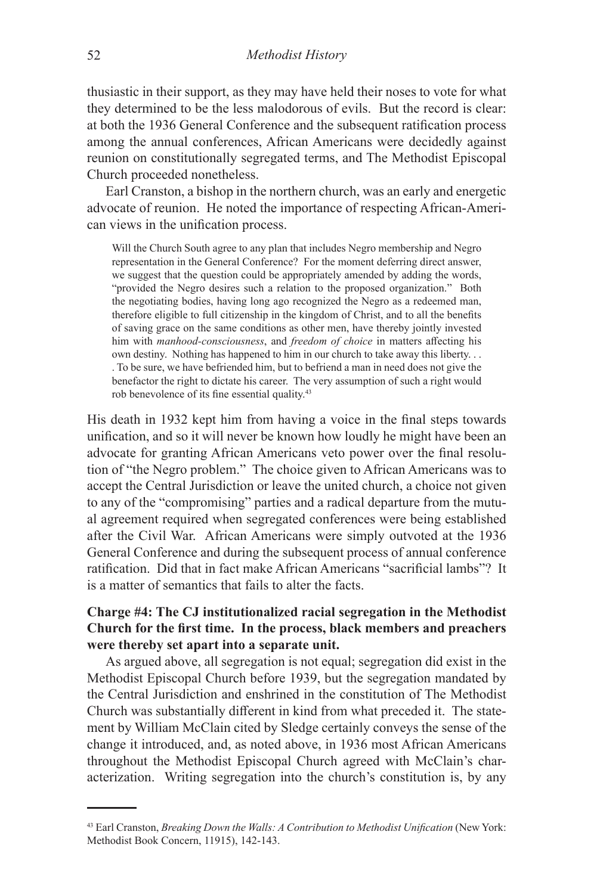thusiastic in their support, as they may have held their noses to vote for what they determined to be the less malodorous of evils. But the record is clear: at both the 1936 General Conference and the subsequent ratification process among the annual conferences, African Americans were decidedly against reunion on constitutionally segregated terms, and The Methodist Episcopal Church proceeded nonetheless.

Earl Cranston, a bishop in the northern church, was an early and energetic advocate of reunion. He noted the importance of respecting African-American views in the unification process.

> Will the Church South agree to any plan that includes Negro membership and Negro representation in the General Conference? For the moment deferring direct answer, we suggest that the question could be appropriately amended by adding the words, "provided the Negro desires such a relation to the proposed organization." Both the negotiating bodies, having long ago recognized the Negro as a redeemed man, therefore eligible to full citizenship in the kingdom of Christ, and to all the benefits of saving grace on the same conditions as other men, have thereby jointly invested him with *manhood-consciousness*, and *freedom of choice* in matters affecting his own destiny. Nothing has happened to him in our church to take away this liberty. . . . To be sure, we have befriended him, but to befriend a man in need does not give the benefactor the right to dictate his career. The very assumption of such a right would rob benevolence of its fine essential quality.[43]

His death in 1932 kept him from having a voice in the final steps towards unification, and so it will never be known how loudly he might have been an advocate for granting African Americans veto power over the final resolution of "the Negro problem." The choice given to African Americans was to accept the Central Jurisdiction or leave the united church, a choice not given to any of the "compromising" parties and a radical departure from the mutual agreement required when segregated conferences were being established after the Civil War. African Americans were simply outvoted at the 1936 General Conference and during the subsequent process of annual conference ratification. Did that in fact make African Americans "sacrificial lambs"? It is a matter of semantics that fails to alter the facts.

**Charge #4: The CJ institutionalized racial segregation in the Methodist Church for the first time. In the process, black members and preachers were thereby set apart into a separate unit.**

As argued above, all segregation is not equal; segregation did exist in the Methodist Episcopal Church before 1939, but the segregation mandated by the Central Jurisdiction and enshrined in the constitution of The Methodist Church was substantially different in kind from what preceded it. The statement by William McClain cited by Sledge certainly conveys the sense of the change it introduced, and, as noted above, in 1936 most African Americans throughout the Methodist Episcopal Church agreed with McClain's characterization. Writing segregation into the church's constitution is, by any

---

[43] Earl Cranston, *Breaking Down the Walls: A Contribution to Methodist Unification* (New York: Methodist Book Concern, 11915), 142-143.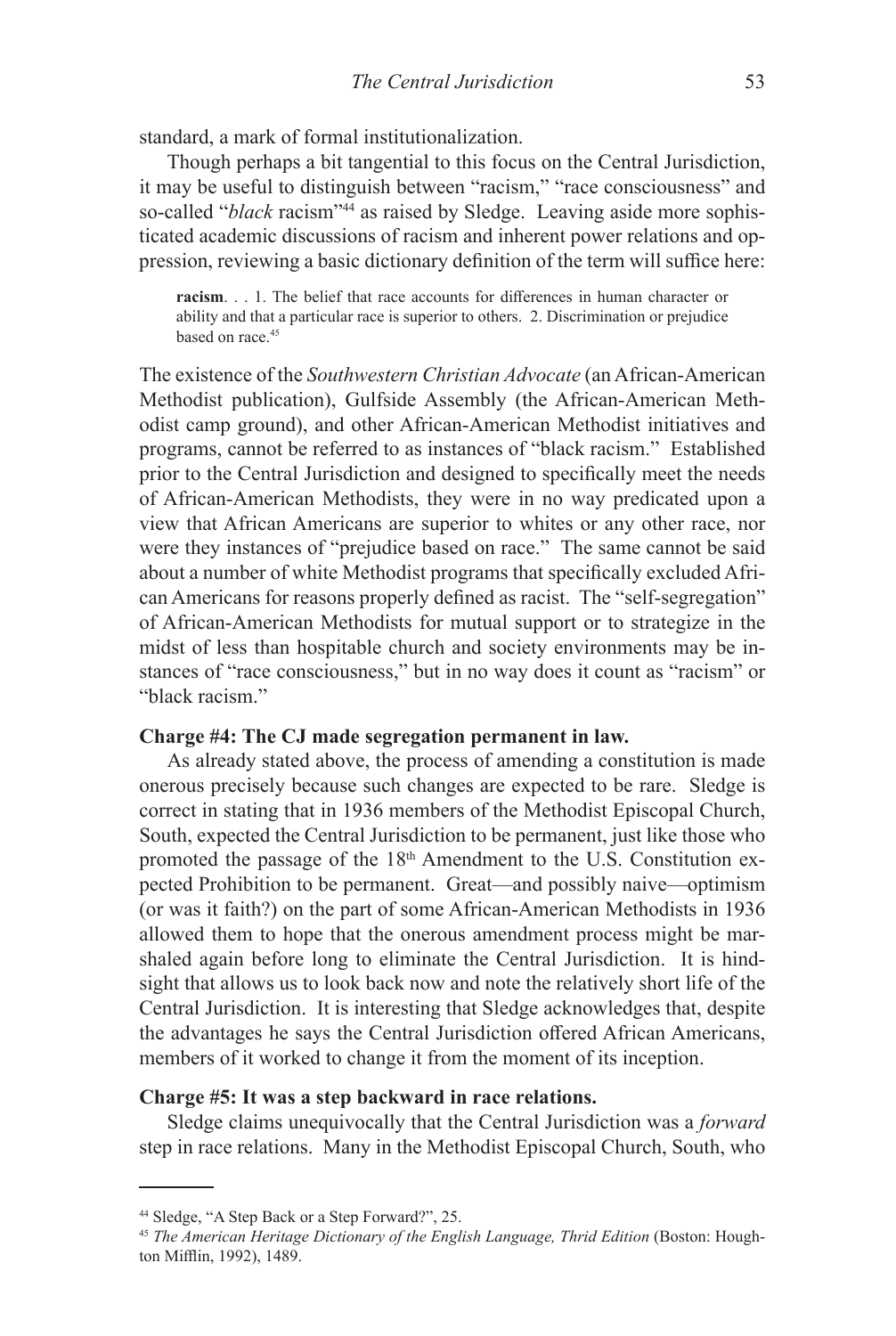standard, a mark of formal institutionalization.

Though perhaps a bit tangential to this focus on the Central Jurisdiction, it may be useful to distinguish between "racism," "race consciousness" and so-called "*black* racism"[44] as raised by Sledge. Leaving aside more sophisticated academic discussions of racism and inherent power relations and oppression, reviewing a basic dictionary definition of the term will suffice here:

> **racism**. . . 1. The belief that race accounts for differences in human character or ability and that a particular race is superior to others. 2. Discrimination or prejudice based on race.[45]

The existence of the *Southwestern Christian Advocate* (an African-American Methodist publication), Gulfside Assembly (the African-American Methodist camp ground), and other African-American Methodist initiatives and programs, cannot be referred to as instances of "black racism." Established prior to the Central Jurisdiction and designed to specifically meet the needs of African-American Methodists, they were in no way predicated upon a view that African Americans are superior to whites or any other race, nor were they instances of "prejudice based on race." The same cannot be said about a number of white Methodist programs that specifically excluded African Americans for reasons properly defined as racist. The "self-segregation" of African-American Methodists for mutual support or to strategize in the midst of less than hospitable church and society environments may be instances of "race consciousness," but in no way does it count as "racism" or "black racism."

**Charge #4: The CJ made segregation permanent in law.**

As already stated above, the process of amending a constitution is made onerous precisely because such changes are expected to be rare. Sledge is correct in stating that in 1936 members of the Methodist Episcopal Church, South, expected the Central Jurisdiction to be permanent, just like those who promoted the passage of the 18th Amendment to the U.S. Constitution expected Prohibition to be permanent. Great—and possibly naive—optimism (or was it faith?) on the part of some African-American Methodists in 1936 allowed them to hope that the onerous amendment process might be marshaled again before long to eliminate the Central Jurisdiction. It is hindsight that allows us to look back now and note the relatively short life of the Central Jurisdiction. It is interesting that Sledge acknowledges that, despite the advantages he says the Central Jurisdiction offered African Americans, members of it worked to change it from the moment of its inception.

**Charge #5: It was a step backward in race relations.**

Sledge claims unequivocally that the Central Jurisdiction was a *forward* step in race relations. Many in the Methodist Episcopal Church, South, who

---

[44] Sledge, "A Step Back or a Step Forward?", 25.

[45] *The American Heritage Dictionary of the English Language, Thrid Edition* (Boston: Houghton Mifflin, 1992), 1489.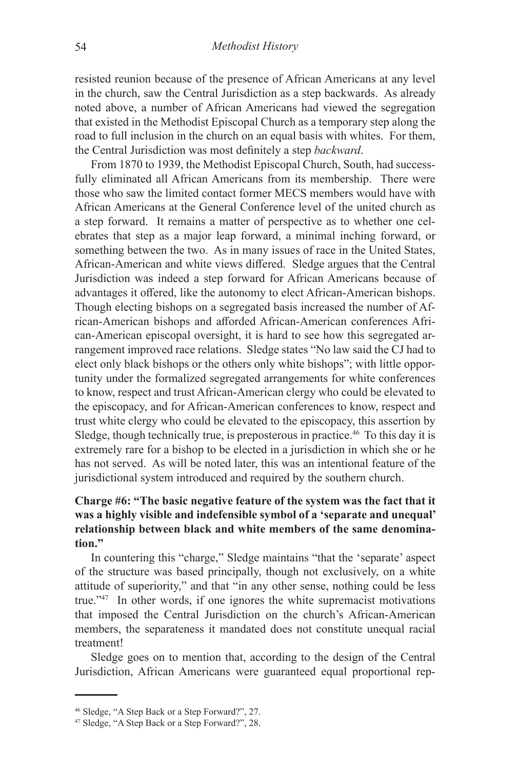resisted reunion because of the presence of African Americans at any level in the church, saw the Central Jurisdiction as a step backwards. As already noted above, a number of African Americans had viewed the segregation that existed in the Methodist Episcopal Church as a temporary step along the road to full inclusion in the church on an equal basis with whites. For them, the Central Jurisdiction was most definitely a step *backward*.

From 1870 to 1939, the Methodist Episcopal Church, South, had successfully eliminated all African Americans from its membership. There were those who saw the limited contact former MECS members would have with African Americans at the General Conference level of the united church as a step forward. It remains a matter of perspective as to whether one celebrates that step as a major leap forward, a minimal inching forward, or something between the two. As in many issues of race in the United States, African-American and white views differed. Sledge argues that the Central Jurisdiction was indeed a step forward for African Americans because of advantages it offered, like the autonomy to elect African-American bishops. Though electing bishops on a segregated basis increased the number of African-American bishops and afforded African-American conferences African-American episcopal oversight, it is hard to see how this segregated arrangement improved race relations. Sledge states "No law said the CJ had to elect only black bishops or the others only white bishops"; with little opportunity under the formalized segregated arrangements for white conferences to know, respect and trust African-American clergy who could be elevated to the episcopacy, and for African-American conferences to know, respect and trust white clergy who could be elevated to the episcopacy, this assertion by Sledge, though technically true, is preposterous in practice.[46] To this day it is extremely rare for a bishop to be elected in a jurisdiction in which she or he has not served. As will be noted later, this was an intentional feature of the jurisdictional system introduced and required by the southern church.

**Charge #6: "The basic negative feature of the system was the fact that it was a highly visible and indefensible symbol of a 'separate and unequal' relationship between black and white members of the same denomination."**

In countering this "charge," Sledge maintains "that the 'separate' aspect of the structure was based principally, though not exclusively, on a white attitude of superiority," and that "in any other sense, nothing could be less true."[47] In other words, if one ignores the white supremacist motivations that imposed the Central Jurisdiction on the church's African-American members, the separateness it mandated does not constitute unequal racial treatment!

Sledge goes on to mention that, according to the design of the Central Jurisdiction, African Americans were guaranteed equal proportional rep-

---

[46] Sledge, "A Step Back or a Step Forward?", 27.

[47] Sledge, "A Step Back or a Step Forward?", 28.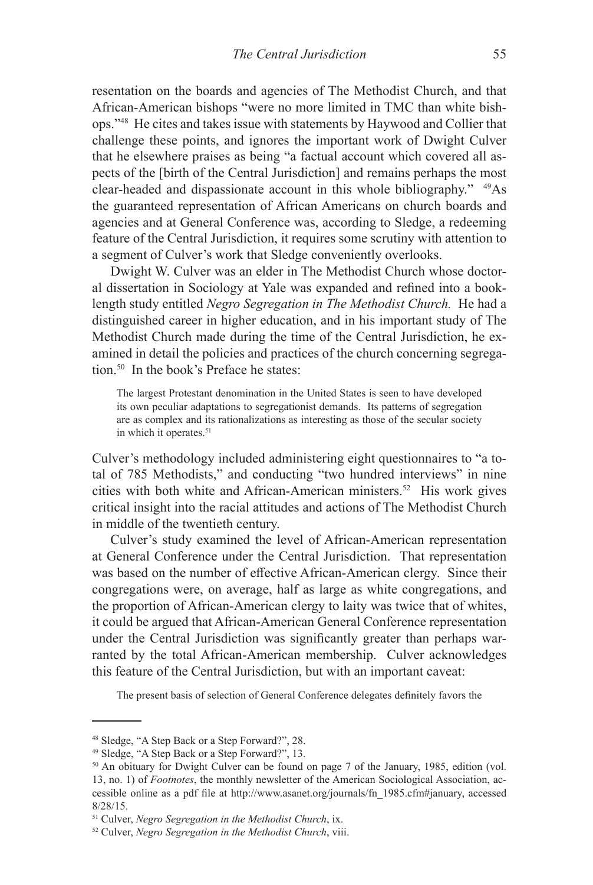resentation on the boards and agencies of The Methodist Church, and that African-American bishops "were no more limited in TMC than white bishops."[48] He cites and takes issue with statements by Haywood and Collier that challenge these points, and ignores the important work of Dwight Culver that he elsewhere praises as being "a factual account which covered all aspects of the [birth of the Central Jurisdiction] and remains perhaps the most clear-headed and dispassionate account in this whole bibliography." [49]As the guaranteed representation of African Americans on church boards and agencies and at General Conference was, according to Sledge, a redeeming feature of the Central Jurisdiction, it requires some scrutiny with attention to a segment of Culver's work that Sledge conveniently overlooks.

Dwight W. Culver was an elder in The Methodist Church whose doctoral dissertation in Sociology at Yale was expanded and refined into a book-length study entitled *Negro Segregation in The Methodist Church.* He had a distinguished career in higher education, and in his important study of The Methodist Church made during the time of the Central Jurisdiction, he examined in detail the policies and practices of the church concerning segregation.[50] In the book's Preface he states:

> The largest Protestant denomination in the United States is seen to have developed its own peculiar adaptations to segregationist demands. Its patterns of segregation are as complex and its rationalizations as interesting as those of the secular society in which it operates.[51]

Culver's methodology included administering eight questionnaires to "a total of 785 Methodists," and conducting "two hundred interviews" in nine cities with both white and African-American ministers.[52] His work gives critical insight into the racial attitudes and actions of The Methodist Church in middle of the twentieth century.

Culver's study examined the level of African-American representation at General Conference under the Central Jurisdiction. That representation was based on the number of effective African-American clergy. Since their congregations were, on average, half as large as white congregations, and the proportion of African-American clergy to laity was twice that of whites, it could be argued that African-American General Conference representation under the Central Jurisdiction was significantly greater than perhaps warranted by the total African-American membership. Culver acknowledges this feature of the Central Jurisdiction, but with an important caveat:

> The present basis of selection of General Conference delegates definitely favors the

---

[48] Sledge, "A Step Back or a Step Forward?", 28.

[49] Sledge, "A Step Back or a Step Forward?", 13.

[50] An obituary for Dwight Culver can be found on page 7 of the January, 1985, edition (vol. 13, no. 1) of *Footnotes*, the monthly newsletter of the American Sociological Association, accessible online as a pdf file at http://www.asanet.org/journals/fn_1985.cfm#january, accessed 8/28/15.

[51] Culver, *Negro Segregation in the Methodist Church*, ix.

[52] Culver, *Negro Segregation in the Methodist Church*, viii.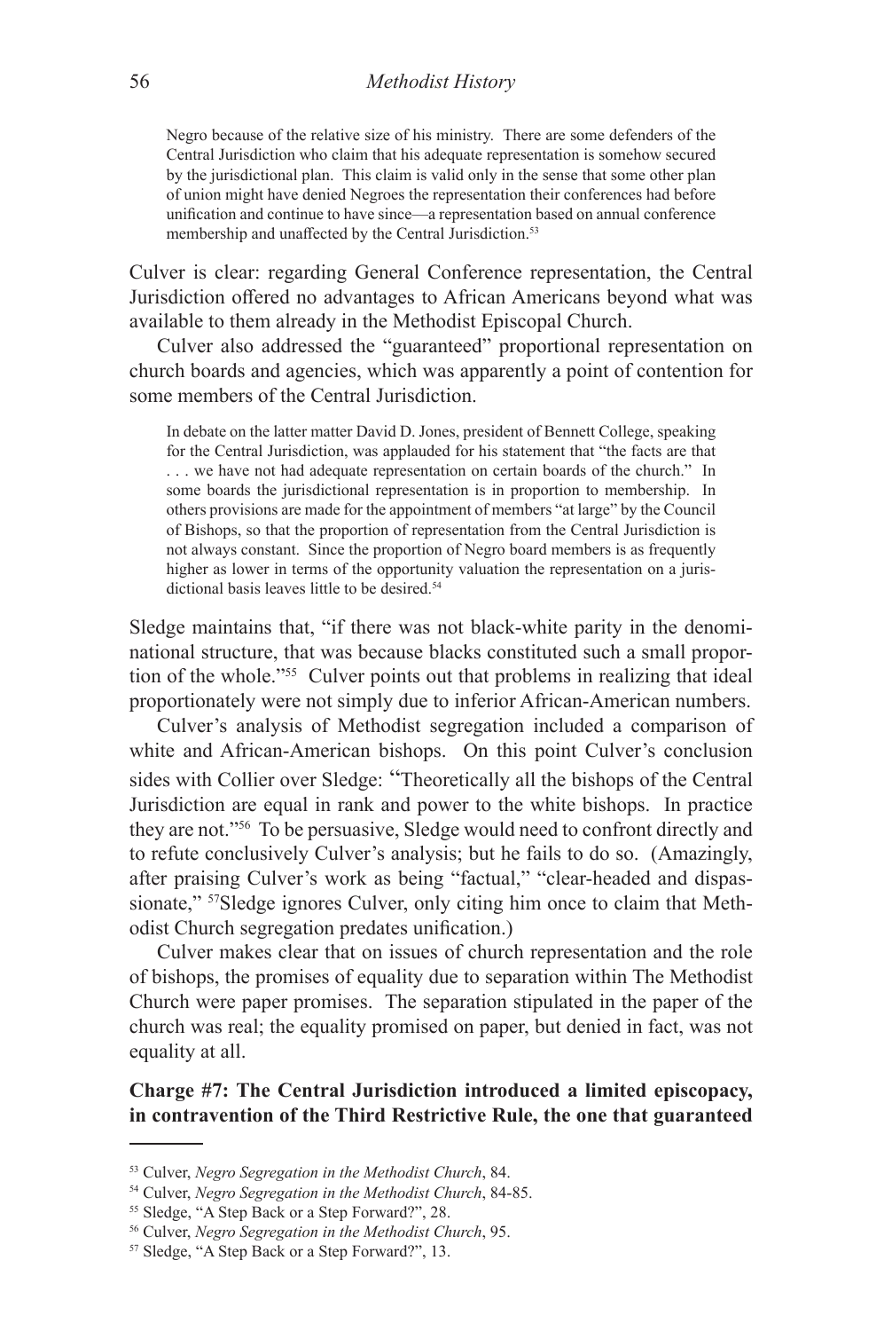> Negro because of the relative size of his ministry. There are some defenders of the Central Jurisdiction who claim that his adequate representation is somehow secured by the jurisdictional plan. This claim is valid only in the sense that some other plan of union might have denied Negroes the representation their conferences had before unification and continue to have since—a representation based on annual conference membership and unaffected by the Central Jurisdiction.[53]

Culver is clear: regarding General Conference representation, the Central Jurisdiction offered no advantages to African Americans beyond what was available to them already in the Methodist Episcopal Church.

Culver also addressed the "guaranteed" proportional representation on church boards and agencies, which was apparently a point of contention for some members of the Central Jurisdiction.

> In debate on the latter matter David D. Jones, president of Bennett College, speaking for the Central Jurisdiction, was applauded for his statement that "the facts are that . . . we have not had adequate representation on certain boards of the church." In some boards the jurisdictional representation is in proportion to membership. In others provisions are made for the appointment of members "at large" by the Council of Bishops, so that the proportion of representation from the Central Jurisdiction is not always constant. Since the proportion of Negro board members is as frequently higher as lower in terms of the opportunity valuation the representation on a jurisdictional basis leaves little to be desired.[54]

Sledge maintains that, "if there was not black-white parity in the denominational structure, that was because blacks constituted such a small proportion of the whole."[55] Culver points out that problems in realizing that ideal proportionately were not simply due to inferior African-American numbers.

Culver's analysis of Methodist segregation included a comparison of white and African-American bishops. On this point Culver's conclusion sides with Collier over Sledge: "Theoretically all the bishops of the Central Jurisdiction are equal in rank and power to the white bishops. In practice they are not."[56] To be persuasive, Sledge would need to confront directly and to refute conclusively Culver's analysis; but he fails to do so. (Amazingly, after praising Culver's work as being "factual," "clear-headed and dispassionate," [57]Sledge ignores Culver, only citing him once to claim that Methodist Church segregation predates unification.)

Culver makes clear that on issues of church representation and the role of bishops, the promises of equality due to separation within The Methodist Church were paper promises. The separation stipulated in the paper of the church was real; the equality promised on paper, but denied in fact, was not equality at all.

**Charge #7: The Central Jurisdiction introduced a limited episcopacy, in contravention of the Third Restrictive Rule, the one that guaranteed**

---

[53] Culver, *Negro Segregation in the Methodist Church*, 84.

[54] Culver, *Negro Segregation in the Methodist Church*, 84-85.

[55] Sledge, "A Step Back or a Step Forward?", 28.

[56] Culver, *Negro Segregation in the Methodist Church*, 95.

[57] Sledge, "A Step Back or a Step Forward?", 13.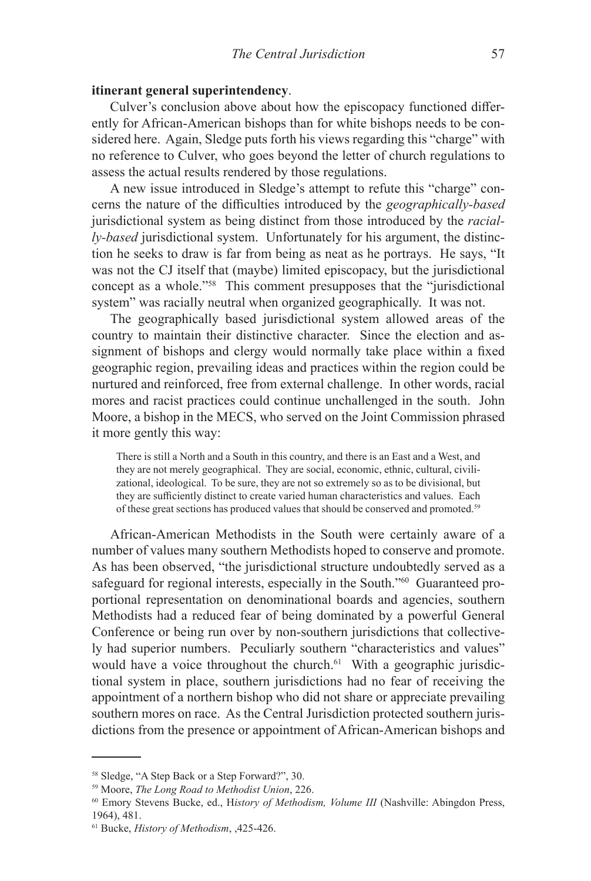**itinerant general superintendency**.

Culver's conclusion above about how the episcopacy functioned differently for African-American bishops than for white bishops needs to be considered here. Again, Sledge puts forth his views regarding this "charge" with no reference to Culver, who goes beyond the letter of church regulations to assess the actual results rendered by those regulations.

A new issue introduced in Sledge's attempt to refute this "charge" concerns the nature of the difficulties introduced by the *geographically-based* jurisdictional system as being distinct from those introduced by the *racially-based* jurisdictional system. Unfortunately for his argument, the distinction he seeks to draw is far from being as neat as he portrays. He says, "It was not the CJ itself that (maybe) limited episcopacy, but the jurisdictional concept as a whole."[58] This comment presupposes that the "jurisdictional system" was racially neutral when organized geographically. It was not.

The geographically based jurisdictional system allowed areas of the country to maintain their distinctive character. Since the election and assignment of bishops and clergy would normally take place within a fixed geographic region, prevailing ideas and practices within the region could be nurtured and reinforced, free from external challenge. In other words, racial mores and racist practices could continue unchallenged in the south. John Moore, a bishop in the MECS, who served on the Joint Commission phrased it more gently this way:

> There is still a North and a South in this country, and there is an East and a West, and they are not merely geographical. They are social, economic, ethnic, cultural, civilizational, ideological. To be sure, they are not so extremely so as to be divisional, but they are sufficiently distinct to create varied human characteristics and values. Each of these great sections has produced values that should be conserved and promoted.[59]

African-American Methodists in the South were certainly aware of a number of values many southern Methodists hoped to conserve and promote. As has been observed, "the jurisdictional structure undoubtedly served as a safeguard for regional interests, especially in the South."[60] Guaranteed proportional representation on denominational boards and agencies, southern Methodists had a reduced fear of being dominated by a powerful General Conference or being run over by non-southern jurisdictions that collectively had superior numbers. Peculiarly southern "characteristics and values" would have a voice throughout the church.[61] With a geographic jurisdictional system in place, southern jurisdictions had no fear of receiving the appointment of a northern bishop who did not share or appreciate prevailing southern mores on race. As the Central Jurisdiction protected southern jurisdictions from the presence or appointment of African-American bishops and

---

[58] Sledge, "A Step Back or a Step Forward?", 30.

[59] Moore, *The Long Road to Methodist Union*, 226.

[60] Emory Stevens Bucke, ed., H*istory of Methodism, Volume III* (Nashville: Abingdon Press, 1964), 481.

[61] Bucke, *History of Methodism*, ,425-426.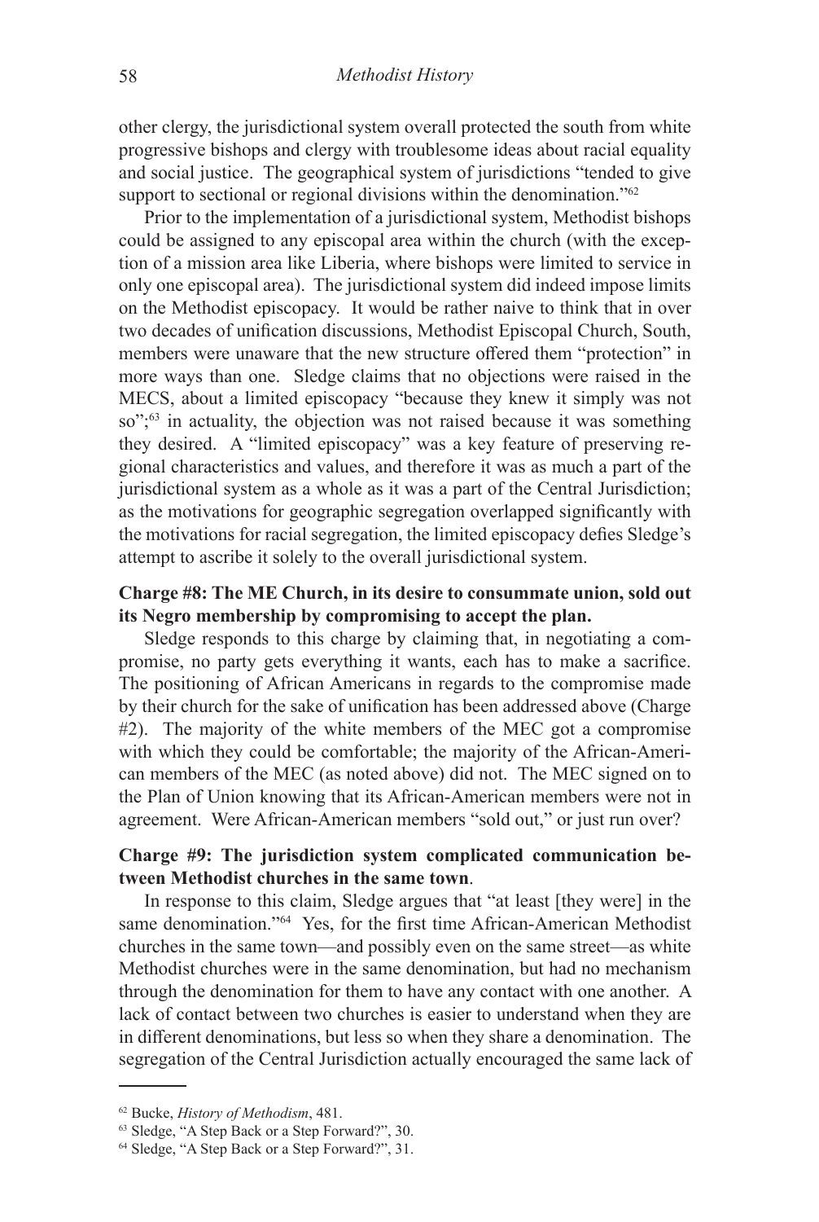other clergy, the jurisdictional system overall protected the south from white progressive bishops and clergy with troublesome ideas about racial equality and social justice. The geographical system of jurisdictions "tended to give support to sectional or regional divisions within the denomination."[62]

Prior to the implementation of a jurisdictional system, Methodist bishops could be assigned to any episcopal area within the church (with the exception of a mission area like Liberia, where bishops were limited to service in only one episcopal area). The jurisdictional system did indeed impose limits on the Methodist episcopacy. It would be rather naive to think that in over two decades of unification discussions, Methodist Episcopal Church, South, members were unaware that the new structure offered them "protection" in more ways than one. Sledge claims that no objections were raised in the MECS, about a limited episcopacy "because they knew it simply was not so";[63] in actuality, the objection was not raised because it was something they desired. A "limited episcopacy" was a key feature of preserving regional characteristics and values, and therefore it was as much a part of the jurisdictional system as a whole as it was a part of the Central Jurisdiction; as the motivations for geographic segregation overlapped significantly with the motivations for racial segregation, the limited episcopacy defies Sledge's attempt to ascribe it solely to the overall jurisdictional system.

**Charge #8: The ME Church, in its desire to consummate union, sold out its Negro membership by compromising to accept the plan.**

Sledge responds to this charge by claiming that, in negotiating a compromise, no party gets everything it wants, each has to make a sacrifice. The positioning of African Americans in regards to the compromise made by their church for the sake of unification has been addressed above (Charge #2). The majority of the white members of the MEC got a compromise with which they could be comfortable; the majority of the African-American members of the MEC (as noted above) did not. The MEC signed on to the Plan of Union knowing that its African-American members were not in agreement. Were African-American members "sold out," or just run over?

**Charge #9: The jurisdiction system complicated communication between Methodist churches in the same town.**

In response to this claim, Sledge argues that "at least [they were] in the same denomination."[64] Yes, for the first time African-American Methodist churches in the same town—and possibly even on the same street—as white Methodist churches were in the same denomination, but had no mechanism through the denomination for them to have any contact with one another. A lack of contact between two churches is easier to understand when they are in different denominations, but less so when they share a denomination. The segregation of the Central Jurisdiction actually encouraged the same lack of

---

[62] Bucke, *History of Methodism*, 481.

[63] Sledge, "A Step Back or a Step Forward?", 30.

[64] Sledge, "A Step Back or a Step Forward?", 31.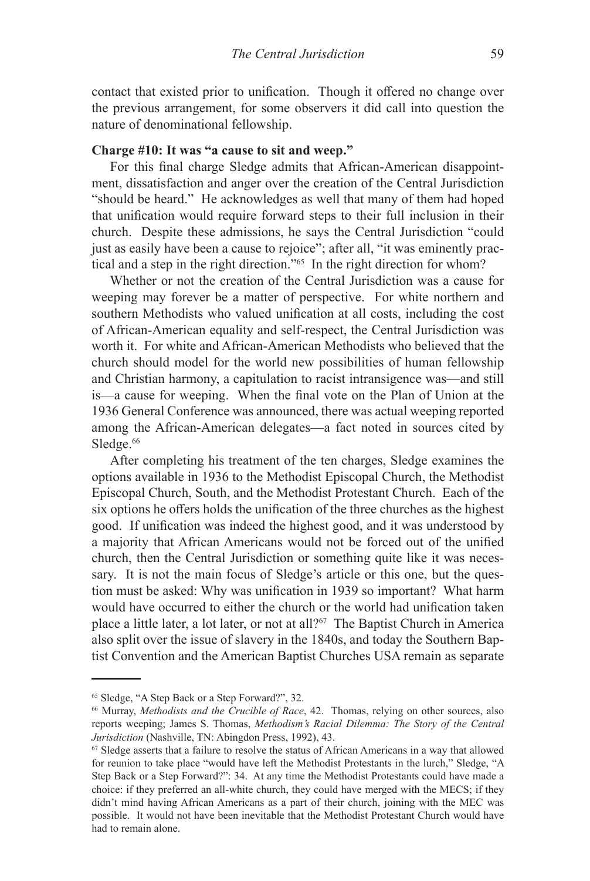contact that existed prior to unification. Though it offered no change over the previous arrangement, for some observers it did call into question the nature of denominational fellowship.

**Charge #10: It was "a cause to sit and weep."**

For this final charge Sledge admits that African-American disappointment, dissatisfaction and anger over the creation of the Central Jurisdiction "should be heard." He acknowledges as well that many of them had hoped that unification would require forward steps to their full inclusion in their church. Despite these admissions, he says the Central Jurisdiction "could just as easily have been a cause to rejoice"; after all, "it was eminently practical and a step in the right direction."[65] In the right direction for whom?

Whether or not the creation of the Central Jurisdiction was a cause for weeping may forever be a matter of perspective. For white northern and southern Methodists who valued unification at all costs, including the cost of African-American equality and self-respect, the Central Jurisdiction was worth it. For white and African-American Methodists who believed that the church should model for the world new possibilities of human fellowship and Christian harmony, a capitulation to racist intransigence was—and still is—a cause for weeping. When the final vote on the Plan of Union at the 1936 General Conference was announced, there was actual weeping reported among the African-American delegates—a fact noted in sources cited by Sledge.[66]

After completing his treatment of the ten charges, Sledge examines the options available in 1936 to the Methodist Episcopal Church, the Methodist Episcopal Church, South, and the Methodist Protestant Church. Each of the six options he offers holds the unification of the three churches as the highest good. If unification was indeed the highest good, and it was understood by a majority that African Americans would not be forced out of the unified church, then the Central Jurisdiction or something quite like it was necessary. It is not the main focus of Sledge's article or this one, but the question must be asked: Why was unification in 1939 so important? What harm would have occurred to either the church or the world had unification taken place a little later, a lot later, or not at all?[67] The Baptist Church in America also split over the issue of slavery in the 1840s, and today the Southern Baptist Convention and the American Baptist Churches USA remain as separate

---

[65] Sledge, "A Step Back or a Step Forward?", 32.

[66] Murray, *Methodists and the Crucible of Race*, 42. Thomas, relying on other sources, also reports weeping; James S. Thomas, *Methodism's Racial Dilemma: The Story of the Central Jurisdiction* (Nashville, TN: Abingdon Press, 1992), 43.

[67] Sledge asserts that a failure to resolve the status of African Americans in a way that allowed for reunion to take place "would have left the Methodist Protestants in the lurch," Sledge, "A Step Back or a Step Forward?": 34. At any time the Methodist Protestants could have made a choice: if they preferred an all-white church, they could have merged with the MECS; if they didn't mind having African Americans as a part of their church, joining with the MEC was possible. It would not have been inevitable that the Methodist Protestant Church would have had to remain alone.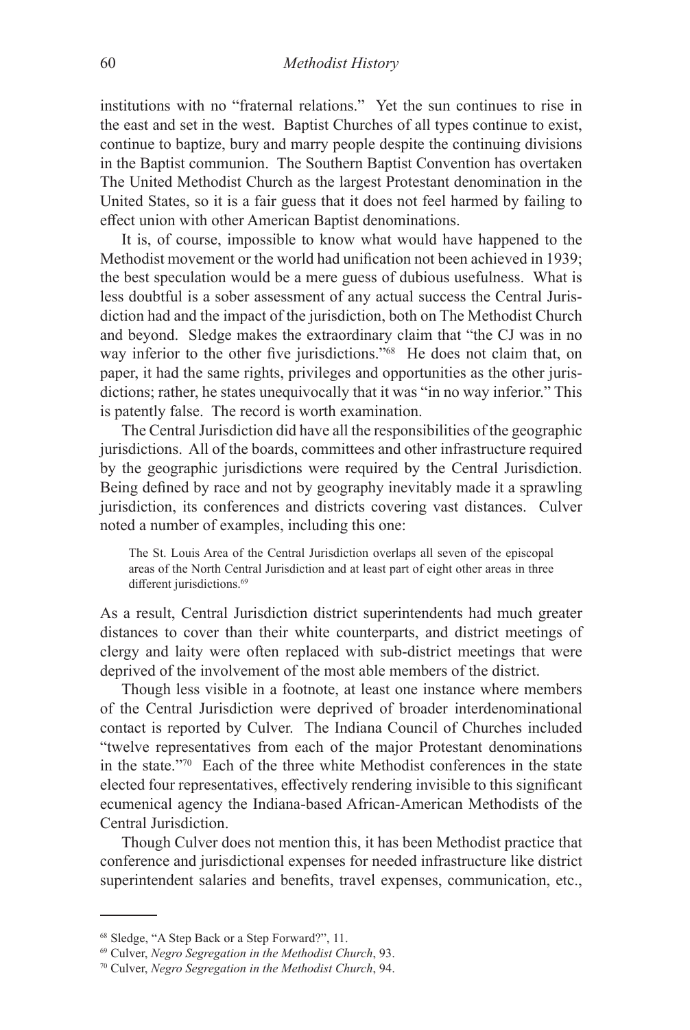institutions with no "fraternal relations." Yet the sun continues to rise in the east and set in the west. Baptist Churches of all types continue to exist, continue to baptize, bury and marry people despite the continuing divisions in the Baptist communion. The Southern Baptist Convention has overtaken The United Methodist Church as the largest Protestant denomination in the United States, so it is a fair guess that it does not feel harmed by failing to effect union with other American Baptist denominations.

It is, of course, impossible to know what would have happened to the Methodist movement or the world had unification not been achieved in 1939; the best speculation would be a mere guess of dubious usefulness. What is less doubtful is a sober assessment of any actual success the Central Jurisdiction had and the impact of the jurisdiction, both on The Methodist Church and beyond. Sledge makes the extraordinary claim that "the CJ was in no way inferior to the other five jurisdictions."[68] He does not claim that, on paper, it had the same rights, privileges and opportunities as the other jurisdictions; rather, he states unequivocally that it was "in no way inferior." This is patently false. The record is worth examination.

The Central Jurisdiction did have all the responsibilities of the geographic jurisdictions. All of the boards, committees and other infrastructure required by the geographic jurisdictions were required by the Central Jurisdiction. Being defined by race and not by geography inevitably made it a sprawling jurisdiction, its conferences and districts covering vast distances. Culver noted a number of examples, including this one:

> The St. Louis Area of the Central Jurisdiction overlaps all seven of the episcopal areas of the North Central Jurisdiction and at least part of eight other areas in three different jurisdictions.[69]

As a result, Central Jurisdiction district superintendents had much greater distances to cover than their white counterparts, and district meetings of clergy and laity were often replaced with sub-district meetings that were deprived of the involvement of the most able members of the district.

Though less visible in a footnote, at least one instance where members of the Central Jurisdiction were deprived of broader interdenominational contact is reported by Culver. The Indiana Council of Churches included "twelve representatives from each of the major Protestant denominations in the state."[70] Each of the three white Methodist conferences in the state elected four representatives, effectively rendering invisible to this significant ecumenical agency the Indiana-based African-American Methodists of the Central Jurisdiction.

Though Culver does not mention this, it has been Methodist practice that conference and jurisdictional expenses for needed infrastructure like district superintendent salaries and benefits, travel expenses, communication, etc.,

---

[68] Sledge, "A Step Back or a Step Forward?", 11.

[69] Culver, *Negro Segregation in the Methodist Church*, 93.

[70] Culver, *Negro Segregation in the Methodist Church*, 94.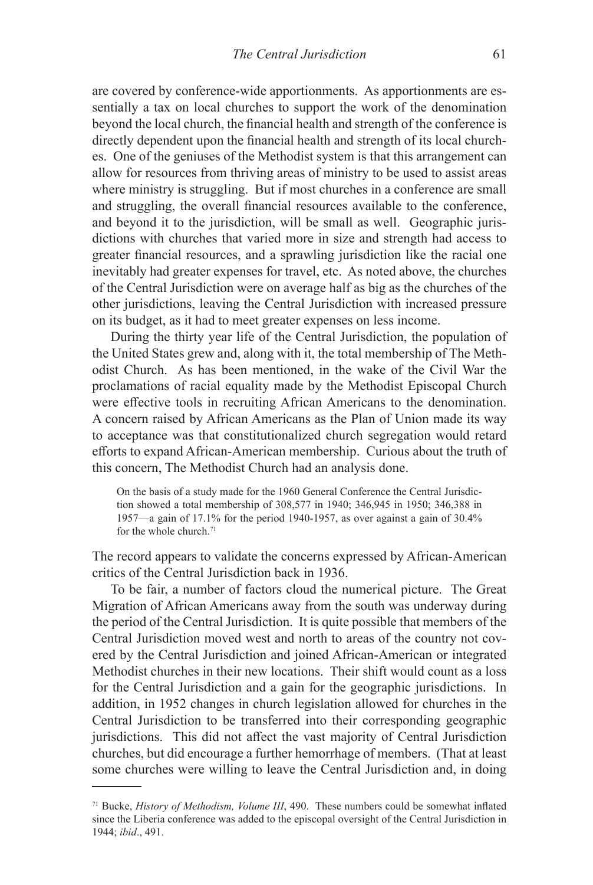are covered by conference-wide apportionments. As apportionments are essentially a tax on local churches to support the work of the denomination beyond the local church, the financial health and strength of the conference is directly dependent upon the financial health and strength of its local churches. One of the geniuses of the Methodist system is that this arrangement can allow for resources from thriving areas of ministry to be used to assist areas where ministry is struggling. But if most churches in a conference are small and struggling, the overall financial resources available to the conference, and beyond it to the jurisdiction, will be small as well. Geographic jurisdictions with churches that varied more in size and strength had access to greater financial resources, and a sprawling jurisdiction like the racial one inevitably had greater expenses for travel, etc. As noted above, the churches of the Central Jurisdiction were on average half as big as the churches of the other jurisdictions, leaving the Central Jurisdiction with increased pressure on its budget, as it had to meet greater expenses on less income.

During the thirty year life of the Central Jurisdiction, the population of the United States grew and, along with it, the total membership of The Methodist Church. As has been mentioned, in the wake of the Civil War the proclamations of racial equality made by the Methodist Episcopal Church were effective tools in recruiting African Americans to the denomination. A concern raised by African Americans as the Plan of Union made its way to acceptance was that constitutionalized church segregation would retard efforts to expand African-American membership. Curious about the truth of this concern, The Methodist Church had an analysis done.

> On the basis of a study made for the 1960 General Conference the Central Jurisdiction showed a total membership of 308,577 in 1940; 346,945 in 1950; 346,388 in 1957—a gain of 17.1% for the period 1940-1957, as over against a gain of 30.4% for the whole church.[71]

The record appears to validate the concerns expressed by African-American critics of the Central Jurisdiction back in 1936.

To be fair, a number of factors cloud the numerical picture. The Great Migration of African Americans away from the south was underway during the period of the Central Jurisdiction. It is quite possible that members of the Central Jurisdiction moved west and north to areas of the country not covered by the Central Jurisdiction and joined African-American or integrated Methodist churches in their new locations. Their shift would count as a loss for the Central Jurisdiction and a gain for the geographic jurisdictions. In addition, in 1952 changes in church legislation allowed for churches in the Central Jurisdiction to be transferred into their corresponding geographic jurisdictions. This did not affect the vast majority of Central Jurisdiction churches, but did encourage a further hemorrhage of members. (That at least some churches were willing to leave the Central Jurisdiction and, in doing

---

[71] Bucke, *History of Methodism, Volume III*, 490. These numbers could be somewhat inflated since the Liberia conference was added to the episcopal oversight of the Central Jurisdiction in 1944; *ibid*., 491.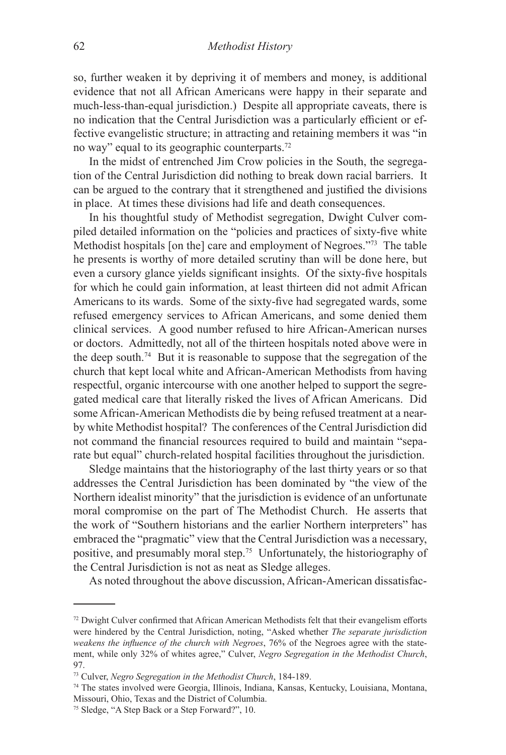so, further weaken it by depriving it of members and money, is additional evidence that not all African Americans were happy in their separate and much-less-than-equal jurisdiction.) Despite all appropriate caveats, there is no indication that the Central Jurisdiction was a particularly efficient or effective evangelistic structure; in attracting and retaining members it was "in no way" equal to its geographic counterparts.[72]

In the midst of entrenched Jim Crow policies in the South, the segregation of the Central Jurisdiction did nothing to break down racial barriers. It can be argued to the contrary that it strengthened and justified the divisions in place. At times these divisions had life and death consequences.

In his thoughtful study of Methodist segregation, Dwight Culver compiled detailed information on the "policies and practices of sixty-five white Methodist hospitals [on the] care and employment of Negroes."[73] The table he presents is worthy of more detailed scrutiny than will be done here, but even a cursory glance yields significant insights. Of the sixty-five hospitals for which he could gain information, at least thirteen did not admit African Americans to its wards. Some of the sixty-five had segregated wards, some refused emergency services to African Americans, and some denied them clinical services. A good number refused to hire African-American nurses or doctors. Admittedly, not all of the thirteen hospitals noted above were in the deep south.[74] But it is reasonable to suppose that the segregation of the church that kept local white and African-American Methodists from having respectful, organic intercourse with one another helped to support the segregated medical care that literally risked the lives of African Americans. Did some African-American Methodists die by being refused treatment at a nearby white Methodist hospital? The conferences of the Central Jurisdiction did not command the financial resources required to build and maintain "separate but equal" church-related hospital facilities throughout the jurisdiction.

Sledge maintains that the historiography of the last thirty years or so that addresses the Central Jurisdiction has been dominated by "the view of the Northern idealist minority" that the jurisdiction is evidence of an unfortunate moral compromise on the part of The Methodist Church. He asserts that the work of "Southern historians and the earlier Northern interpreters" has embraced the "pragmatic" view that the Central Jurisdiction was a necessary, positive, and presumably moral step.[75] Unfortunately, the historiography of the Central Jurisdiction is not as neat as Sledge alleges.

As noted throughout the above discussion, African-American dissatisfac-

---

[72] Dwight Culver confirmed that African American Methodists felt that their evangelism efforts were hindered by the Central Jurisdiction, noting, "Asked whether *The separate jurisdiction weakens the influence of the church with Negroes*, 76% of the Negroes agree with the statement, while only 32% of whites agree," Culver, *Negro Segregation in the Methodist Church*, 97.

[73] Culver, *Negro Segregation in the Methodist Church*, 184-189.

[74] The states involved were Georgia, Illinois, Indiana, Kansas, Kentucky, Louisiana, Montana, Missouri, Ohio, Texas and the District of Columbia.

[75] Sledge, "A Step Back or a Step Forward?", 10.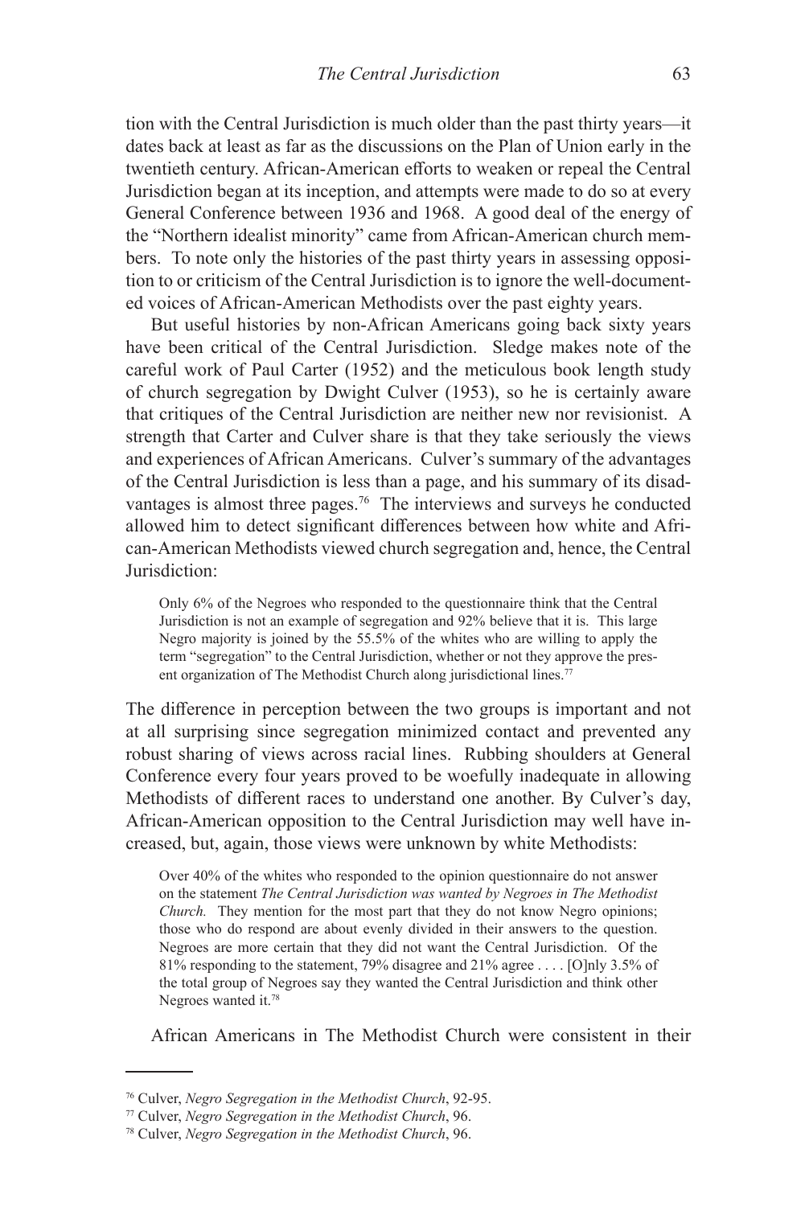tion with the Central Jurisdiction is much older than the past thirty years—it dates back at least as far as the discussions on the Plan of Union early in the twentieth century. African-American efforts to weaken or repeal the Central Jurisdiction began at its inception, and attempts were made to do so at every General Conference between 1936 and 1968. A good deal of the energy of the "Northern idealist minority" came from African-American church members. To note only the histories of the past thirty years in assessing opposition to or criticism of the Central Jurisdiction is to ignore the well-documented voices of African-American Methodists over the past eighty years.

But useful histories by non-African Americans going back sixty years have been critical of the Central Jurisdiction. Sledge makes note of the careful work of Paul Carter (1952) and the meticulous book length study of church segregation by Dwight Culver (1953), so he is certainly aware that critiques of the Central Jurisdiction are neither new nor revisionist. A strength that Carter and Culver share is that they take seriously the views and experiences of African Americans. Culver's summary of the advantages of the Central Jurisdiction is less than a page, and his summary of its disadvantages is almost three pages.[76] The interviews and surveys he conducted allowed him to detect significant differences between how white and African-American Methodists viewed church segregation and, hence, the Central Jurisdiction:

> Only 6% of the Negroes who responded to the questionnaire think that the Central Jurisdiction is not an example of segregation and 92% believe that it is. This large Negro majority is joined by the 55.5% of the whites who are willing to apply the term "segregation" to the Central Jurisdiction, whether or not they approve the present organization of The Methodist Church along jurisdictional lines.[77]

The difference in perception between the two groups is important and not at all surprising since segregation minimized contact and prevented any robust sharing of views across racial lines. Rubbing shoulders at General Conference every four years proved to be woefully inadequate in allowing Methodists of different races to understand one another. By Culver's day, African-American opposition to the Central Jurisdiction may well have increased, but, again, those views were unknown by white Methodists:

> Over 40% of the whites who responded to the opinion questionnaire do not answer on the statement *The Central Jurisdiction was wanted by Negroes in The Methodist Church.* They mention for the most part that they do not know Negro opinions; those who do respond are about evenly divided in their answers to the question. Negroes are more certain that they did not want the Central Jurisdiction. Of the 81% responding to the statement, 79% disagree and 21% agree . . . . [O]nly 3.5% of the total group of Negroes say they wanted the Central Jurisdiction and think other Negroes wanted it.[78]

African Americans in The Methodist Church were consistent in their

---

[76] Culver, *Negro Segregation in the Methodist Church*, 92-95.

[77] Culver, *Negro Segregation in the Methodist Church*, 96.

[78] Culver, *Negro Segregation in the Methodist Church*, 96.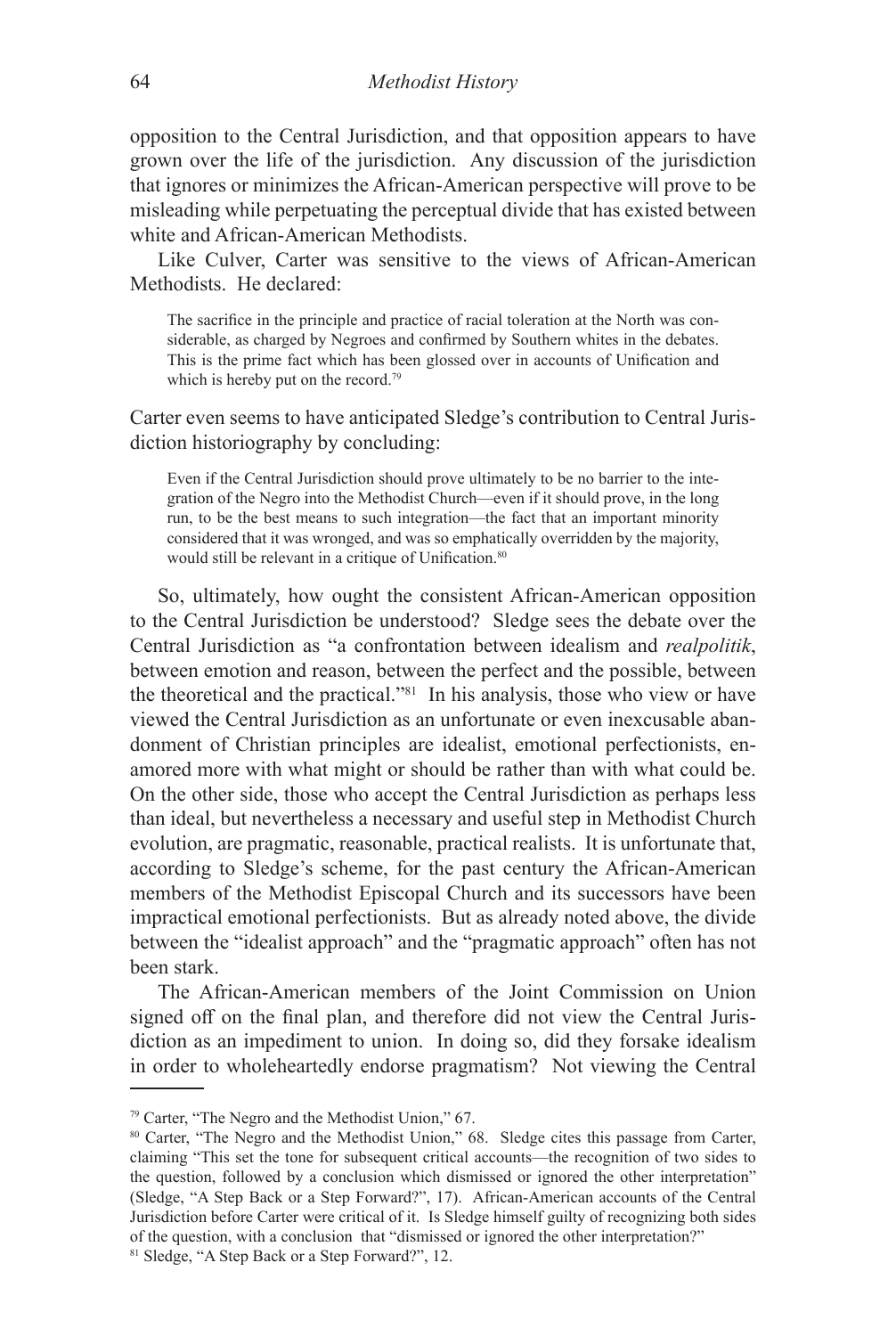opposition to the Central Jurisdiction, and that opposition appears to have grown over the life of the jurisdiction. Any discussion of the jurisdiction that ignores or minimizes the African-American perspective will prove to be misleading while perpetuating the perceptual divide that has existed between white and African-American Methodists.

Like Culver, Carter was sensitive to the views of African-American Methodists. He declared:

> The sacrifice in the principle and practice of racial toleration at the North was considerable, as charged by Negroes and confirmed by Southern whites in the debates. This is the prime fact which has been glossed over in accounts of Unification and which is hereby put on the record.[79]

Carter even seems to have anticipated Sledge's contribution to Central Jurisdiction historiography by concluding:

> Even if the Central Jurisdiction should prove ultimately to be no barrier to the integration of the Negro into the Methodist Church—even if it should prove, in the long run, to be the best means to such integration—the fact that an important minority considered that it was wronged, and was so emphatically overridden by the majority, would still be relevant in a critique of Unification.[80]

So, ultimately, how ought the consistent African-American opposition to the Central Jurisdiction be understood? Sledge sees the debate over the Central Jurisdiction as "a confrontation between idealism and *realpolitik*, between emotion and reason, between the perfect and the possible, between the theoretical and the practical."[81] In his analysis, those who view or have viewed the Central Jurisdiction as an unfortunate or even inexcusable abandonment of Christian principles are idealist, emotional perfectionists, enamored more with what might or should be rather than with what could be. On the other side, those who accept the Central Jurisdiction as perhaps less than ideal, but nevertheless a necessary and useful step in Methodist Church evolution, are pragmatic, reasonable, practical realists. It is unfortunate that, according to Sledge's scheme, for the past century the African-American members of the Methodist Episcopal Church and its successors have been impractical emotional perfectionists. But as already noted above, the divide between the "idealist approach" and the "pragmatic approach" often has not been stark.

The African-American members of the Joint Commission on Union signed off on the final plan, and therefore did not view the Central Jurisdiction as an impediment to union. In doing so, did they forsake idealism in order to wholeheartedly endorse pragmatism? Not viewing the Central

---

[79] Carter, "The Negro and the Methodist Union," 67.

[80] Carter, "The Negro and the Methodist Union," 68. Sledge cites this passage from Carter, claiming "This set the tone for subsequent critical accounts—the recognition of two sides to the question, followed by a conclusion which dismissed or ignored the other interpretation" (Sledge, "A Step Back or a Step Forward?", 17). African-American accounts of the Central Jurisdiction before Carter were critical of it. Is Sledge himself guilty of recognizing both sides of the question, with a conclusion that "dismissed or ignored the other interpretation?"

[81] Sledge, "A Step Back or a Step Forward?", 12.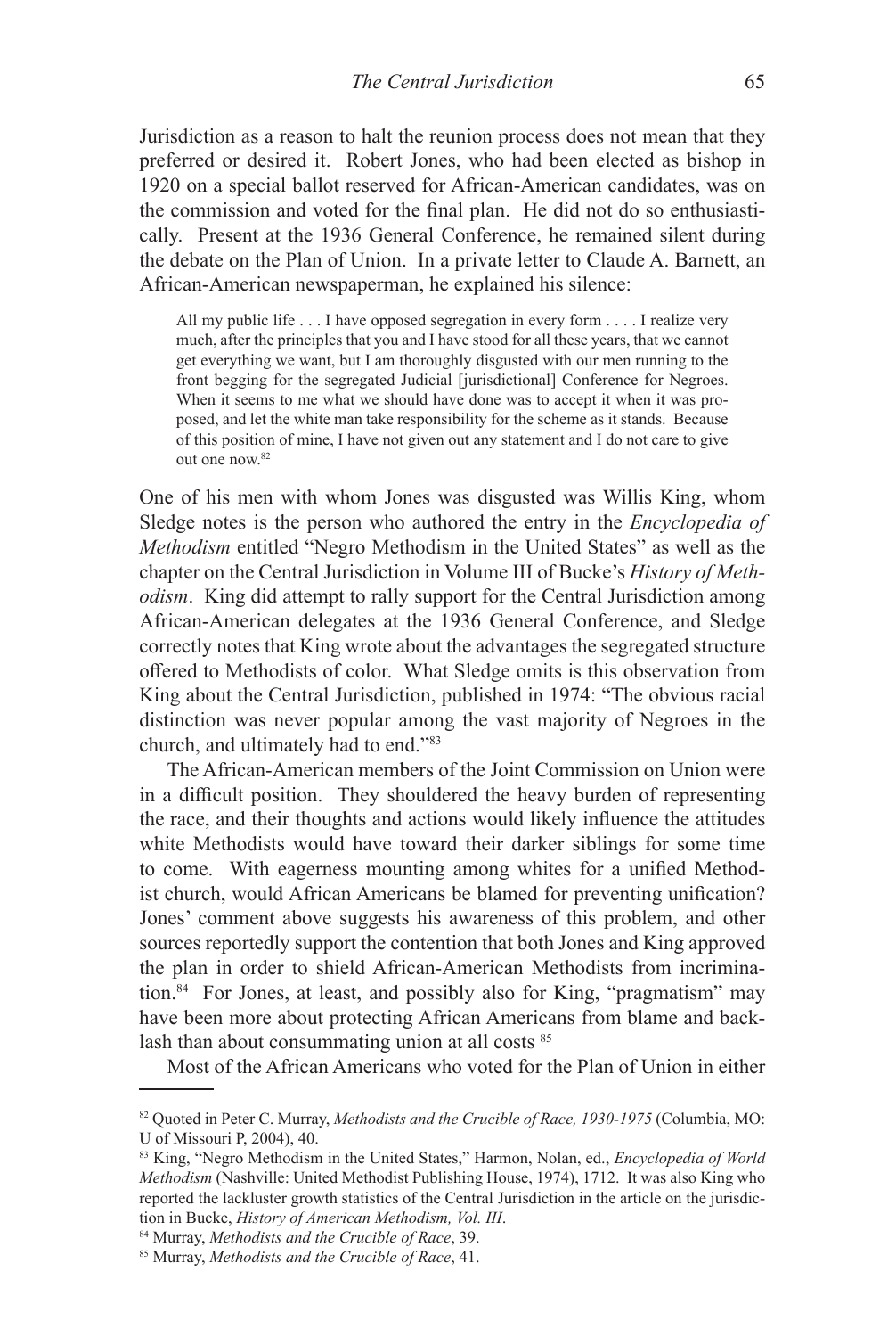Jurisdiction as a reason to halt the reunion process does not mean that they preferred or desired it. Robert Jones, who had been elected as bishop in 1920 on a special ballot reserved for African-American candidates, was on the commission and voted for the final plan. He did not do so enthusiastically. Present at the 1936 General Conference, he remained silent during the debate on the Plan of Union. In a private letter to Claude A. Barnett, an African-American newspaperman, he explained his silence:

> All my public life . . . I have opposed segregation in every form . . . . I realize very much, after the principles that you and I have stood for all these years, that we cannot get everything we want, but I am thoroughly disgusted with our men running to the front begging for the segregated Judicial [jurisdictional] Conference for Negroes. When it seems to me what we should have done was to accept it when it was proposed, and let the white man take responsibility for the scheme as it stands. Because of this position of mine, I have not given out any statement and I do not care to give out one now.[82]

One of his men with whom Jones was disgusted was Willis King, whom Sledge notes is the person who authored the entry in the *Encyclopedia of Methodism* entitled "Negro Methodism in the United States" as well as the chapter on the Central Jurisdiction in Volume III of Bucke's *History of Methodism*. King did attempt to rally support for the Central Jurisdiction among African-American delegates at the 1936 General Conference, and Sledge correctly notes that King wrote about the advantages the segregated structure offered to Methodists of color. What Sledge omits is this observation from King about the Central Jurisdiction, published in 1974: "The obvious racial distinction was never popular among the vast majority of Negroes in the church, and ultimately had to end."[83]

The African-American members of the Joint Commission on Union were in a difficult position. They shouldered the heavy burden of representing the race, and their thoughts and actions would likely influence the attitudes white Methodists would have toward their darker siblings for some time to come. With eagerness mounting among whites for a unified Methodist church, would African Americans be blamed for preventing unification? Jones' comment above suggests his awareness of this problem, and other sources reportedly support the contention that both Jones and King approved the plan in order to shield African-American Methodists from incrimination.[84] For Jones, at least, and possibly also for King, "pragmatism" may have been more about protecting African Americans from blame and backlash than about consummating union at all costs [85]

Most of the African Americans who voted for the Plan of Union in either

---

[82] Quoted in Peter C. Murray, *Methodists and the Crucible of Race, 1930-1975* (Columbia, MO: U of Missouri P, 2004), 40.

[83] King, "Negro Methodism in the United States," Harmon, Nolan, ed., *Encyclopedia of World Methodism* (Nashville: United Methodist Publishing House, 1974), 1712. It was also King who reported the lackluster growth statistics of the Central Jurisdiction in the article on the jurisdiction in Bucke, *History of American Methodism, Vol. III*.

[84] Murray, *Methodists and the Crucible of Race*, 39.

[85] Murray, *Methodists and the Crucible of Race*, 41.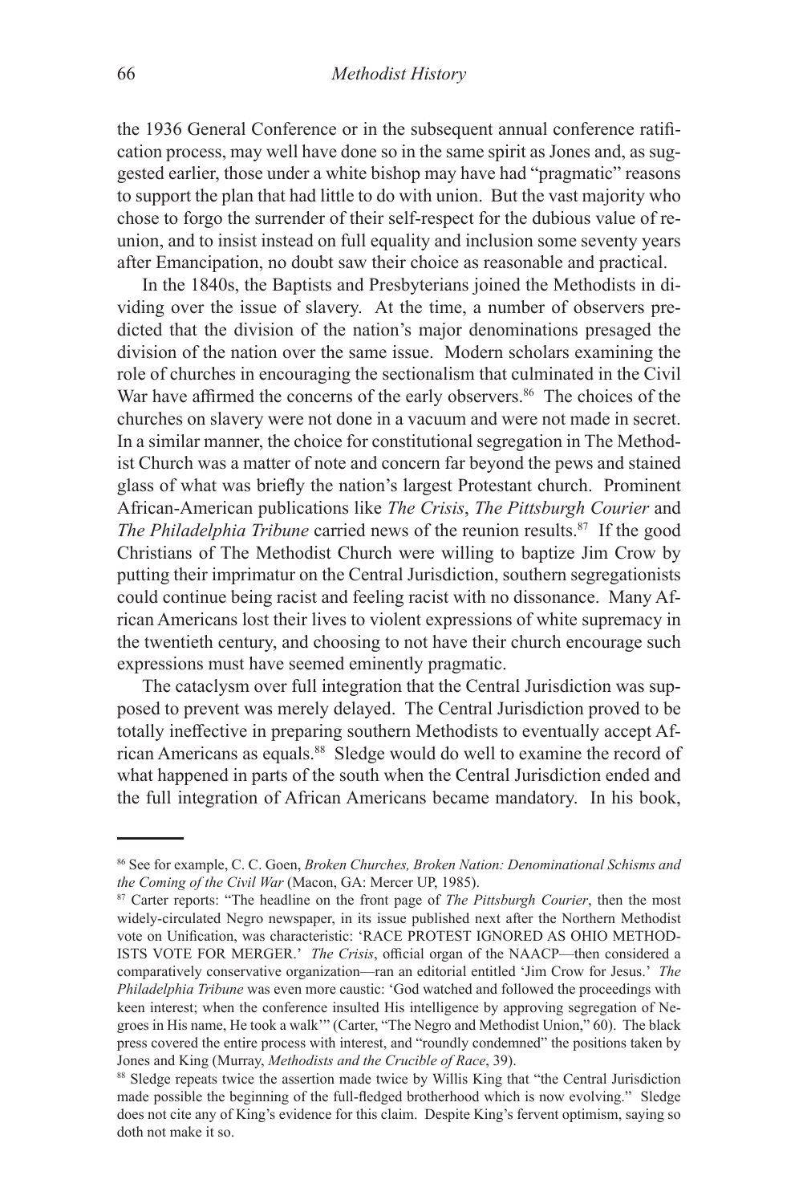the 1936 General Conference or in the subsequent annual conference ratification process, may well have done so in the same spirit as Jones and, as suggested earlier, those under a white bishop may have had "pragmatic" reasons to support the plan that had little to do with union. But the vast majority who chose to forgo the surrender of their self-respect for the dubious value of reunion, and to insist instead on full equality and inclusion some seventy years after Emancipation, no doubt saw their choice as reasonable and practical.

In the 1840s, the Baptists and Presbyterians joined the Methodists in dividing over the issue of slavery. At the time, a number of observers predicted that the division of the nation's major denominations presaged the division of the nation over the same issue. Modern scholars examining the role of churches in encouraging the sectionalism that culminated in the Civil War have affirmed the concerns of the early observers.[86] The choices of the churches on slavery were not done in a vacuum and were not made in secret. In a similar manner, the choice for constitutional segregation in The Methodist Church was a matter of note and concern far beyond the pews and stained glass of what was briefly the nation's largest Protestant church. Prominent African-American publications like *The Crisis*, *The Pittsburgh Courier* and *The Philadelphia Tribune* carried news of the reunion results.[87] If the good Christians of The Methodist Church were willing to baptize Jim Crow by putting their imprimatur on the Central Jurisdiction, southern segregationists could continue being racist and feeling racist with no dissonance. Many African Americans lost their lives to violent expressions of white supremacy in the twentieth century, and choosing to not have their church encourage such expressions must have seemed eminently pragmatic.

The cataclysm over full integration that the Central Jurisdiction was supposed to prevent was merely delayed. The Central Jurisdiction proved to be totally ineffective in preparing southern Methodists to eventually accept African Americans as equals.[88] Sledge would do well to examine the record of what happened in parts of the south when the Central Jurisdiction ended and the full integration of African Americans became mandatory. In his book,

---

[86] See for example, C. C. Goen, *Broken Churches, Broken Nation: Denominational Schisms and the Coming of the Civil War* (Macon, GA: Mercer UP, 1985).

[87] Carter reports: "The headline on the front page of *The Pittsburgh Courier*, then the most widely-circulated Negro newspaper, in its issue published next after the Northern Methodist vote on Unification, was characteristic: 'RACE PROTEST IGNORED AS OHIO METHODISTS VOTE FOR MERGER.' *The Crisis*, official organ of the NAACP—then considered a comparatively conservative organization—ran an editorial entitled 'Jim Crow for Jesus.' *The Philadelphia Tribune* was even more caustic: 'God watched and followed the proceedings with keen interest; when the conference insulted His intelligence by approving segregation of Negroes in His name, He took a walk'" (Carter, "The Negro and Methodist Union," 60). The black press covered the entire process with interest, and "roundly condemned" the positions taken by Jones and King (Murray, *Methodists and the Crucible of Race*, 39).

[88] Sledge repeats twice the assertion made twice by Willis King that "the Central Jurisdiction made possible the beginning of the full-fledged brotherhood which is now evolving." Sledge does not cite any of King's evidence for this claim. Despite King's fervent optimism, saying so doth not make it so.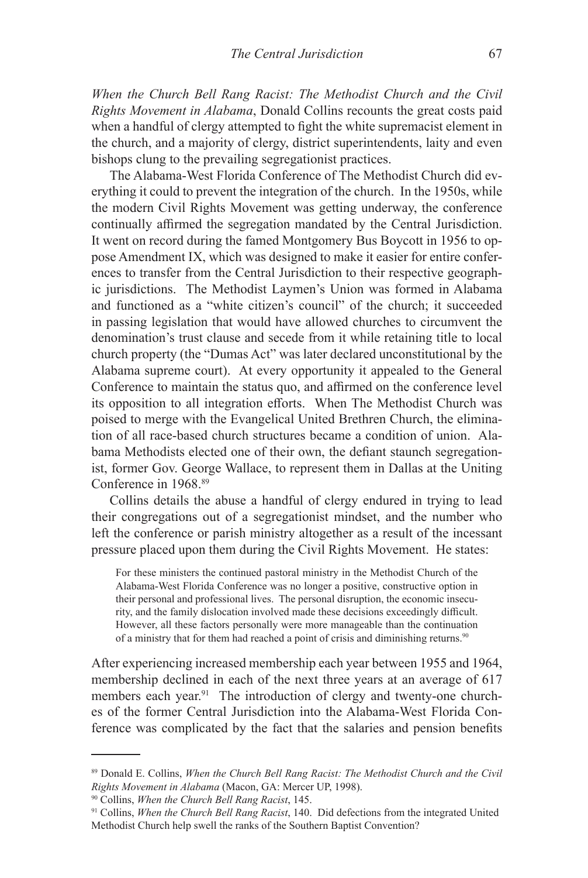*When the Church Bell Rang Racist: The Methodist Church and the Civil Rights Movement in Alabama*, Donald Collins recounts the great costs paid when a handful of clergy attempted to fight the white supremacist element in the church, and a majority of clergy, district superintendents, laity and even bishops clung to the prevailing segregationist practices.

The Alabama-West Florida Conference of The Methodist Church did everything it could to prevent the integration of the church. In the 1950s, while the modern Civil Rights Movement was getting underway, the conference continually affirmed the segregation mandated by the Central Jurisdiction. It went on record during the famed Montgomery Bus Boycott in 1956 to oppose Amendment IX, which was designed to make it easier for entire conferences to transfer from the Central Jurisdiction to their respective geographic jurisdictions. The Methodist Laymen's Union was formed in Alabama and functioned as a "white citizen's council" of the church; it succeeded in passing legislation that would have allowed churches to circumvent the denomination's trust clause and secede from it while retaining title to local church property (the "Dumas Act" was later declared unconstitutional by the Alabama supreme court). At every opportunity it appealed to the General Conference to maintain the status quo, and affirmed on the conference level its opposition to all integration efforts. When The Methodist Church was poised to merge with the Evangelical United Brethren Church, the elimination of all race-based church structures became a condition of union. Alabama Methodists elected one of their own, the defiant staunch segregationist, former Gov. George Wallace, to represent them in Dallas at the Uniting Conference in 1968.[89]

Collins details the abuse a handful of clergy endured in trying to lead their congregations out of a segregationist mindset, and the number who left the conference or parish ministry altogether as a result of the incessant pressure placed upon them during the Civil Rights Movement. He states:

> For these ministers the continued pastoral ministry in the Methodist Church of the Alabama-West Florida Conference was no longer a positive, constructive option in their personal and professional lives. The personal disruption, the economic insecurity, and the family dislocation involved made these decisions exceedingly difficult. However, all these factors personally were more manageable than the continuation of a ministry that for them had reached a point of crisis and diminishing returns.[90]

After experiencing increased membership each year between 1955 and 1964, membership declined in each of the next three years at an average of 617 members each year.[91] The introduction of clergy and twenty-one churches of the former Central Jurisdiction into the Alabama-West Florida Conference was complicated by the fact that the salaries and pension benefits

---

[89] Donald E. Collins, *When the Church Bell Rang Racist: The Methodist Church and the Civil Rights Movement in Alabama* (Macon, GA: Mercer UP, 1998).

[90] Collins, *When the Church Bell Rang Racist*, 145.

[91] Collins, *When the Church Bell Rang Racist*, 140. Did defections from the integrated United Methodist Church help swell the ranks of the Southern Baptist Convention?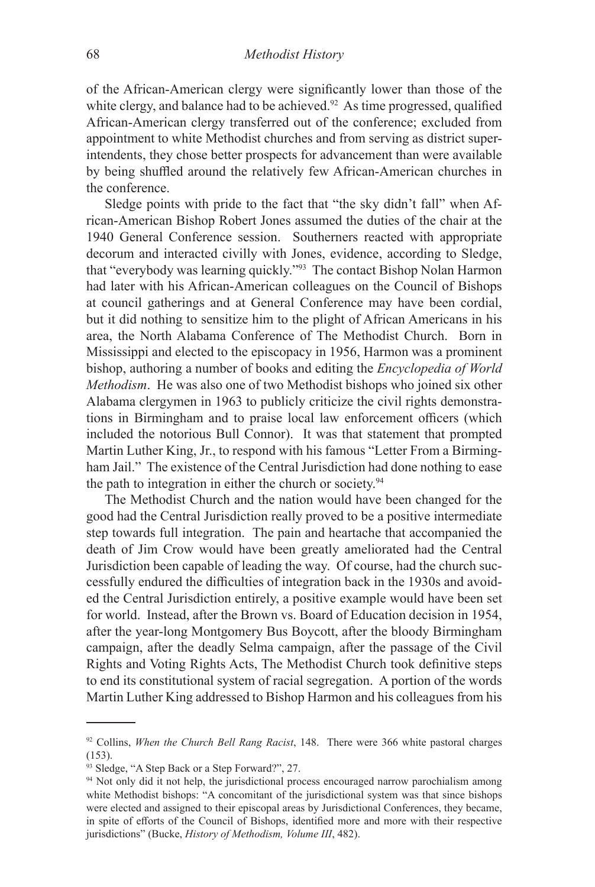of the African-American clergy were significantly lower than those of the white clergy, and balance had to be achieved.[92] As time progressed, qualified African-American clergy transferred out of the conference; excluded from appointment to white Methodist churches and from serving as district superintendents, they chose better prospects for advancement than were available by being shuffled around the relatively few African-American churches in the conference.

Sledge points with pride to the fact that "the sky didn't fall" when African-American Bishop Robert Jones assumed the duties of the chair at the 1940 General Conference session. Southerners reacted with appropriate decorum and interacted civilly with Jones, evidence, according to Sledge, that "everybody was learning quickly."[93] The contact Bishop Nolan Harmon had later with his African-American colleagues on the Council of Bishops at council gatherings and at General Conference may have been cordial, but it did nothing to sensitize him to the plight of African Americans in his area, the North Alabama Conference of The Methodist Church. Born in Mississippi and elected to the episcopacy in 1956, Harmon was a prominent bishop, authoring a number of books and editing the *Encyclopedia of World Methodism*. He was also one of two Methodist bishops who joined six other Alabama clergymen in 1963 to publicly criticize the civil rights demonstrations in Birmingham and to praise local law enforcement officers (which included the notorious Bull Connor). It was that statement that prompted Martin Luther King, Jr., to respond with his famous "Letter From a Birmingham Jail." The existence of the Central Jurisdiction had done nothing to ease the path to integration in either the church or society.[94]

The Methodist Church and the nation would have been changed for the good had the Central Jurisdiction really proved to be a positive intermediate step towards full integration. The pain and heartache that accompanied the death of Jim Crow would have been greatly ameliorated had the Central Jurisdiction been capable of leading the way. Of course, had the church successfully endured the difficulties of integration back in the 1930s and avoided the Central Jurisdiction entirely, a positive example would have been set for world. Instead, after the Brown vs. Board of Education decision in 1954, after the year-long Montgomery Bus Boycott, after the bloody Birmingham campaign, after the deadly Selma campaign, after the passage of the Civil Rights and Voting Rights Acts, The Methodist Church took definitive steps to end its constitutional system of racial segregation. A portion of the words Martin Luther King addressed to Bishop Harmon and his colleagues from his

---

[92] Collins, *When the Church Bell Rang Racist*, 148. There were 366 white pastoral charges (153).

[93] Sledge, "A Step Back or a Step Forward?", 27.

[94] Not only did it not help, the jurisdictional process encouraged narrow parochialism among white Methodist bishops: "A concomitant of the jurisdictional system was that since bishops were elected and assigned to their episcopal areas by Jurisdictional Conferences, they became, in spite of efforts of the Council of Bishops, identified more and more with their respective jurisdictions" (Bucke, *History of Methodism, Volume III*, 482).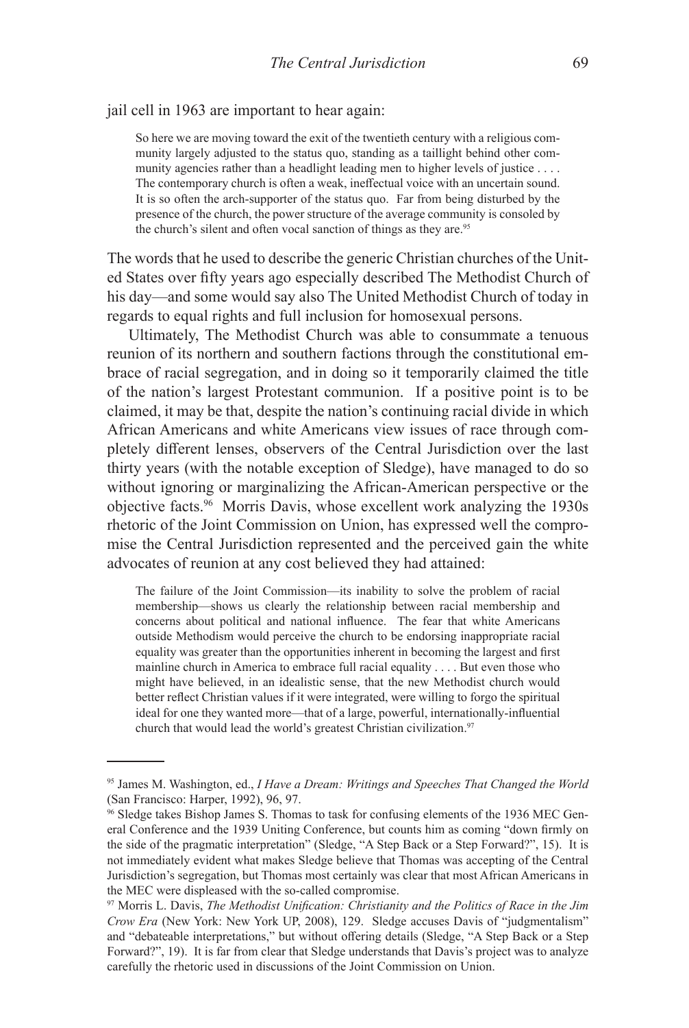jail cell in 1963 are important to hear again:

> So here we are moving toward the exit of the twentieth century with a religious community largely adjusted to the status quo, standing as a taillight behind other community agencies rather than a headlight leading men to higher levels of justice . . . . The contemporary church is often a weak, ineffectual voice with an uncertain sound. It is so often the arch-supporter of the status quo. Far from being disturbed by the presence of the church, the power structure of the average community is consoled by the church's silent and often vocal sanction of things as they are.[95]

The words that he used to describe the generic Christian churches of the United States over fifty years ago especially described The Methodist Church of his day—and some would say also The United Methodist Church of today in regards to equal rights and full inclusion for homosexual persons.

Ultimately, The Methodist Church was able to consummate a tenuous reunion of its northern and southern factions through the constitutional embrace of racial segregation, and in doing so it temporarily claimed the title of the nation's largest Protestant communion. If a positive point is to be claimed, it may be that, despite the nation's continuing racial divide in which African Americans and white Americans view issues of race through completely different lenses, observers of the Central Jurisdiction over the last thirty years (with the notable exception of Sledge), have managed to do so without ignoring or marginalizing the African-American perspective or the objective facts.[96] Morris Davis, whose excellent work analyzing the 1930s rhetoric of the Joint Commission on Union, has expressed well the compromise the Central Jurisdiction represented and the perceived gain the white advocates of reunion at any cost believed they had attained:

> The failure of the Joint Commission—its inability to solve the problem of racial membership—shows us clearly the relationship between racial membership and concerns about political and national influence. The fear that white Americans outside Methodism would perceive the church to be endorsing inappropriate racial equality was greater than the opportunities inherent in becoming the largest and first mainline church in America to embrace full racial equality . . . . But even those who might have believed, in an idealistic sense, that the new Methodist church would better reflect Christian values if it were integrated, were willing to forgo the spiritual ideal for one they wanted more—that of a large, powerful, internationally-influential church that would lead the world's greatest Christian civilization.[97]

---

[95] James M. Washington, ed., *I Have a Dream: Writings and Speeches That Changed the World* (San Francisco: Harper, 1992), 96, 97.

[96] Sledge takes Bishop James S. Thomas to task for confusing elements of the 1936 MEC General Conference and the 1939 Uniting Conference, but counts him as coming "down firmly on the side of the pragmatic interpretation" (Sledge, "A Step Back or a Step Forward?", 15). It is not immediately evident what makes Sledge believe that Thomas was accepting of the Central Jurisdiction's segregation, but Thomas most certainly was clear that most African Americans in the MEC were displeased with the so-called compromise.

[97] Morris L. Davis, *The Methodist Unification: Christianity and the Politics of Race in the Jim Crow Era* (New York: New York UP, 2008), 129. Sledge accuses Davis of "judgmentalism" and "debateable interpretations," but without offering details (Sledge, "A Step Back or a Step Forward?", 19). It is far from clear that Sledge understands that Davis's project was to analyze carefully the rhetoric used in discussions of the Joint Commission on Union.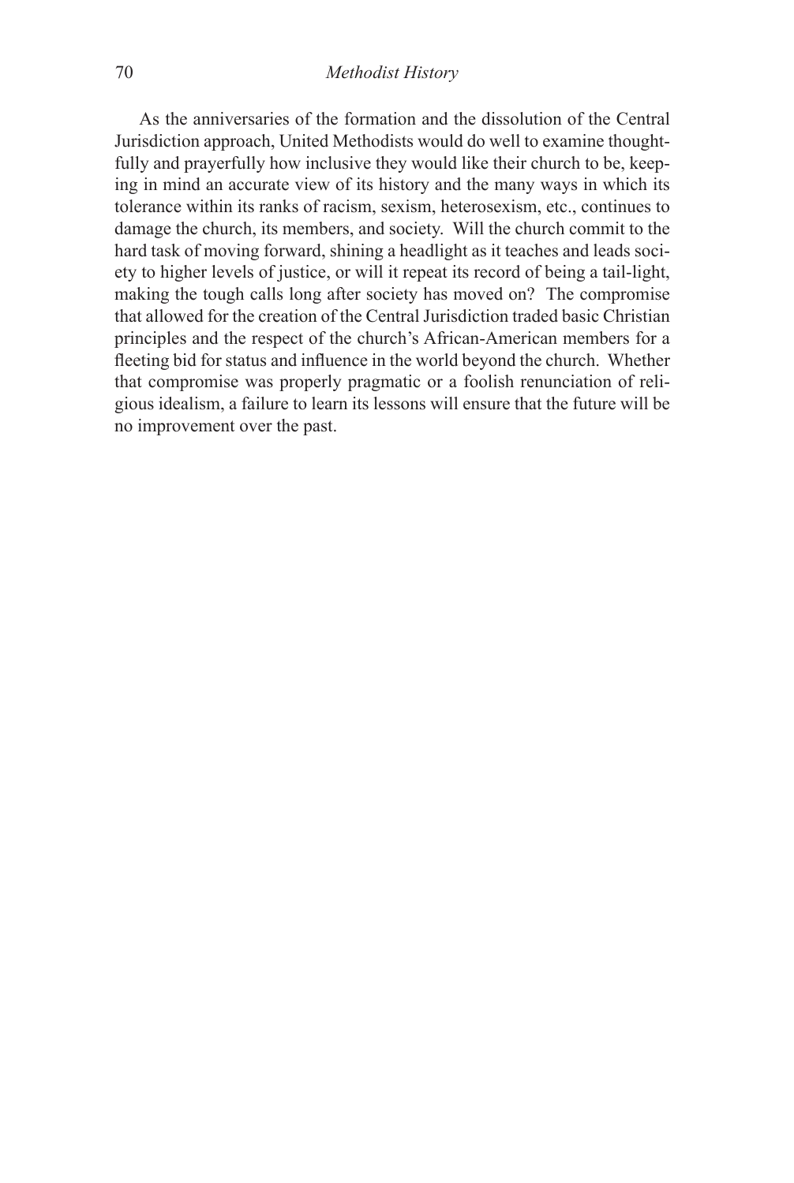As the anniversaries of the formation and the dissolution of the Central Jurisdiction approach, United Methodists would do well to examine thoughtfully and prayerfully how inclusive they would like their church to be, keeping in mind an accurate view of its history and the many ways in which its tolerance within its ranks of racism, sexism, heterosexism, etc., continues to damage the church, its members, and society. Will the church commit to the hard task of moving forward, shining a headlight as it teaches and leads society to higher levels of justice, or will it repeat its record of being a tail-light, making the tough calls long after society has moved on? The compromise that allowed for the creation of the Central Jurisdiction traded basic Christian principles and the respect of the church's African-American members for a fleeting bid for status and influence in the world beyond the church. Whether that compromise was properly pragmatic or a foolish renunciation of religious idealism, a failure to learn its lessons will ensure that the future will be no improvement over the past.